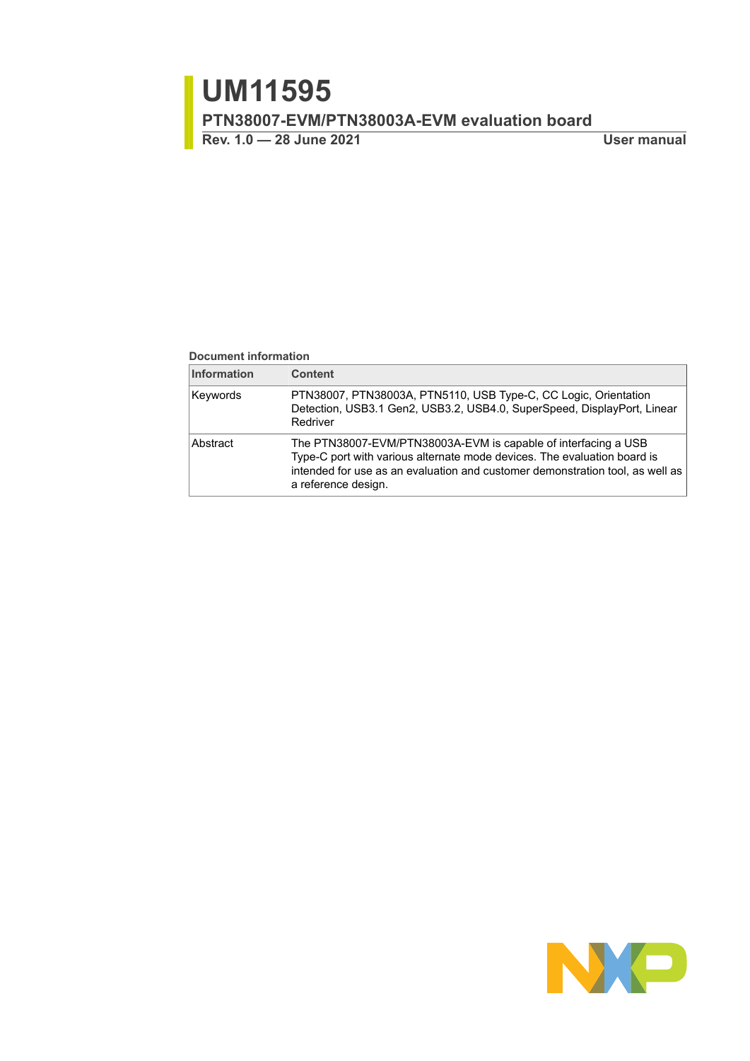# UM11595

## PTN38007-EVM/PTN38003A-EVM evaluation board

**Rev. 1.0 — 28 June 2021** **User manual**

**Document information**

| Information | Content |
| --- | --- |
| Keywords | PTN38007, PTN38003A, PTN5110, USB Type-C, CC Logic, Orientation Detection, USB3.1 Gen2, USB3.2, USB4.0, SuperSpeed, DisplayPort, Linear Redriver |
| Abstract | The PTN38007-EVM/PTN38003A-EVM is capable of interfacing a USB Type-C port with various alternate mode devices. The evaluation board is intended for use as an evaluation and customer demonstration tool, as well as a reference design. |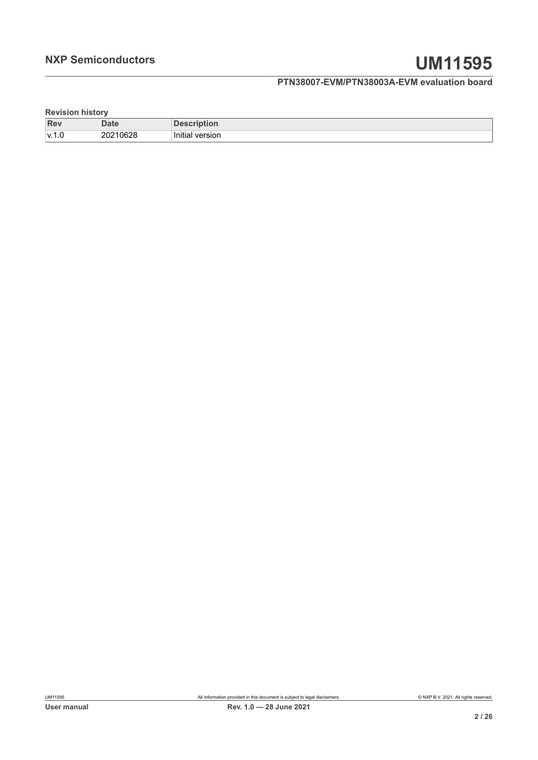**Revision history**

| Rev | Date | Description |
| --- | --- | --- |
| v.1.0 | 20210628 | Initial version |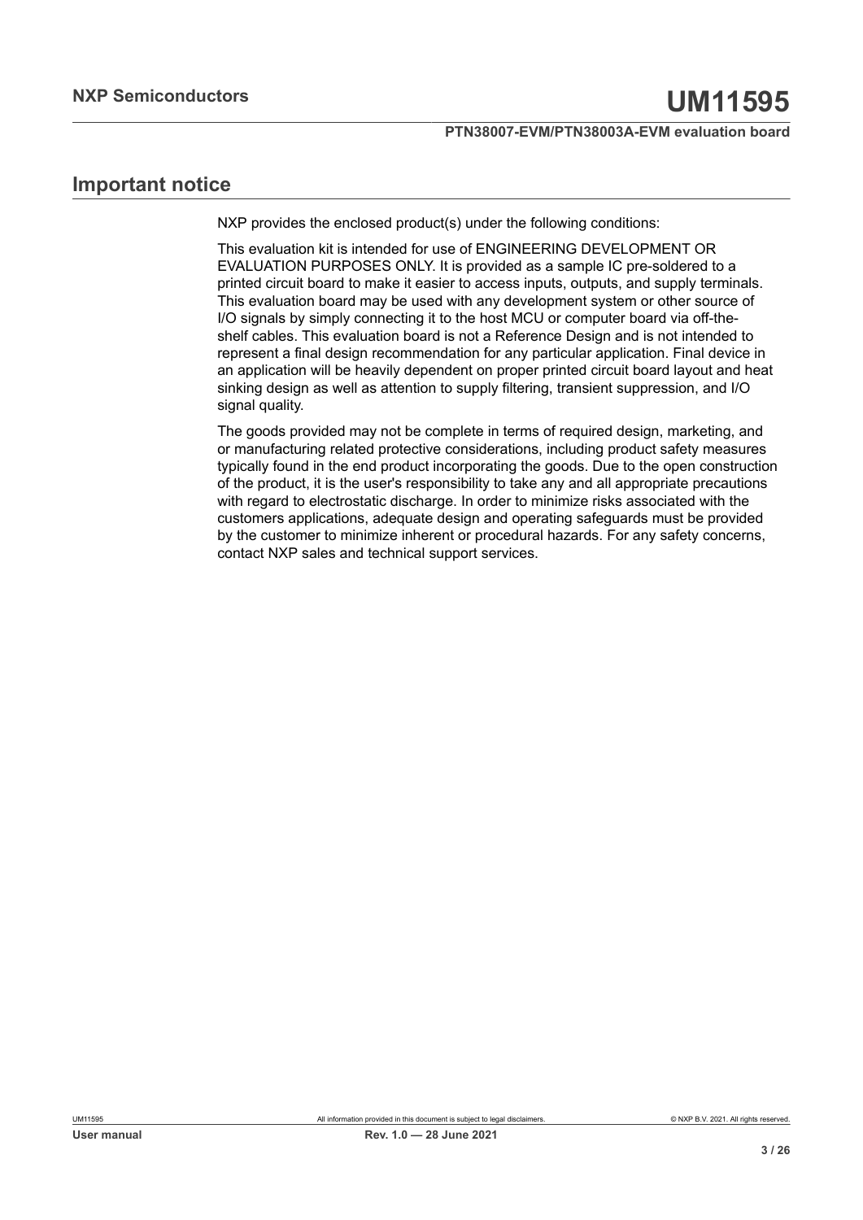# Important notice

NXP provides the enclosed product(s) under the following conditions:

This evaluation kit is intended for use of ENGINEERING DEVELOPMENT OR EVALUATION PURPOSES ONLY. It is provided as a sample IC pre-soldered to a printed circuit board to make it easier to access inputs, outputs, and supply terminals. This evaluation board may be used with any development system or other source of I/O signals by simply connecting it to the host MCU or computer board via off-the-shelf cables. This evaluation board is not a Reference Design and is not intended to represent a final design recommendation for any particular application. Final device in an application will be heavily dependent on proper printed circuit board layout and heat sinking design as well as attention to supply filtering, transient suppression, and I/O signal quality.

The goods provided may not be complete in terms of required design, marketing, and or manufacturing related protective considerations, including product safety measures typically found in the end product incorporating the goods. Due to the open construction of the product, it is the user's responsibility to take any and all appropriate precautions with regard to electrostatic discharge. In order to minimize risks associated with the customers applications, adequate design and operating safeguards must be provided by the customer to minimize inherent or procedural hazards. For any safety concerns, contact NXP sales and technical support services.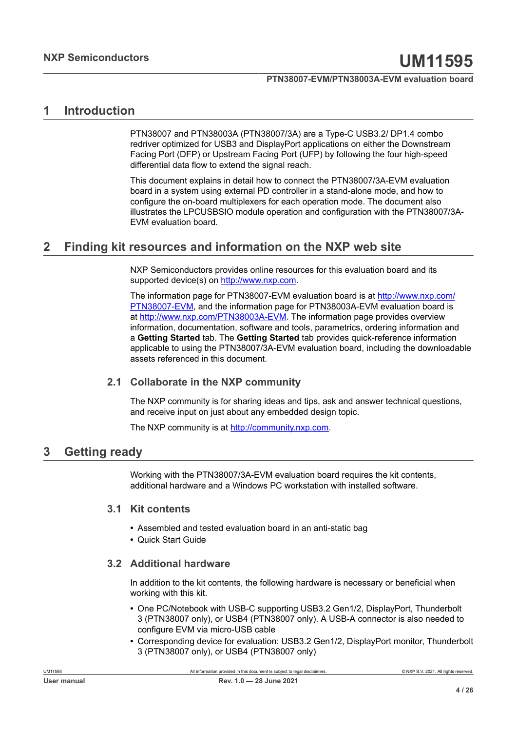# 1 Introduction

PTN38007 and PTN38003A (PTN38007/3A) are a Type-C USB3.2/ DP1.4 combo redriver optimized for USB3 and DisplayPort applications on either the Downstream Facing Port (DFP) or Upstream Facing Port (UFP) by following the four high-speed differential data flow to extend the signal reach.

This document explains in detail how to connect the PTN38007/3A-EVM evaluation board in a system using external PD controller in a stand-alone mode, and how to configure the on-board multiplexers for each operation mode. The document also illustrates the LPCUSBSIO module operation and configuration with the PTN38007/3A-EVM evaluation board.

# 2 Finding kit resources and information on the NXP web site

NXP Semiconductors provides online resources for this evaluation board and its supported device(s) on [http://www.nxp.com](http://www.nxp.com).

The information page for PTN38007-EVM evaluation board is at [http://www.nxp.com/PTN38007-EVM](http://www.nxp.com/PTN38007-EVM), and the information page for PTN38003A-EVM evaluation board is at [http://www.nxp.com/PTN38003A-EVM](http://www.nxp.com/PTN38003A-EVM). The information page provides overview information, documentation, software and tools, parametrics, ordering information and a **Getting Started** tab. The **Getting Started** tab provides quick-reference information applicable to using the PTN38007/3A-EVM evaluation board, including the downloadable assets referenced in this document.

## 2.1 Collaborate in the NXP community

The NXP community is for sharing ideas and tips, ask and answer technical questions, and receive input on just about any embedded design topic.

The NXP community is at [http://community.nxp.com](http://community.nxp.com).

# 3 Getting ready

Working with the PTN38007/3A-EVM evaluation board requires the kit contents, additional hardware and a Windows PC workstation with installed software.

## 3.1 Kit contents

- Assembled and tested evaluation board in an anti-static bag
- Quick Start Guide

## 3.2 Additional hardware

In addition to the kit contents, the following hardware is necessary or beneficial when working with this kit.

- One PC/Notebook with USB-C supporting USB3.2 Gen1/2, DisplayPort, Thunderbolt 3 (PTN38007 only), or USB4 (PTN38007 only). A USB-A connector is also needed to configure EVM via micro-USB cable
- Corresponding device for evaluation: USB3.2 Gen1/2, DisplayPort monitor, Thunderbolt 3 (PTN38007 only), or USB4 (PTN38007 only)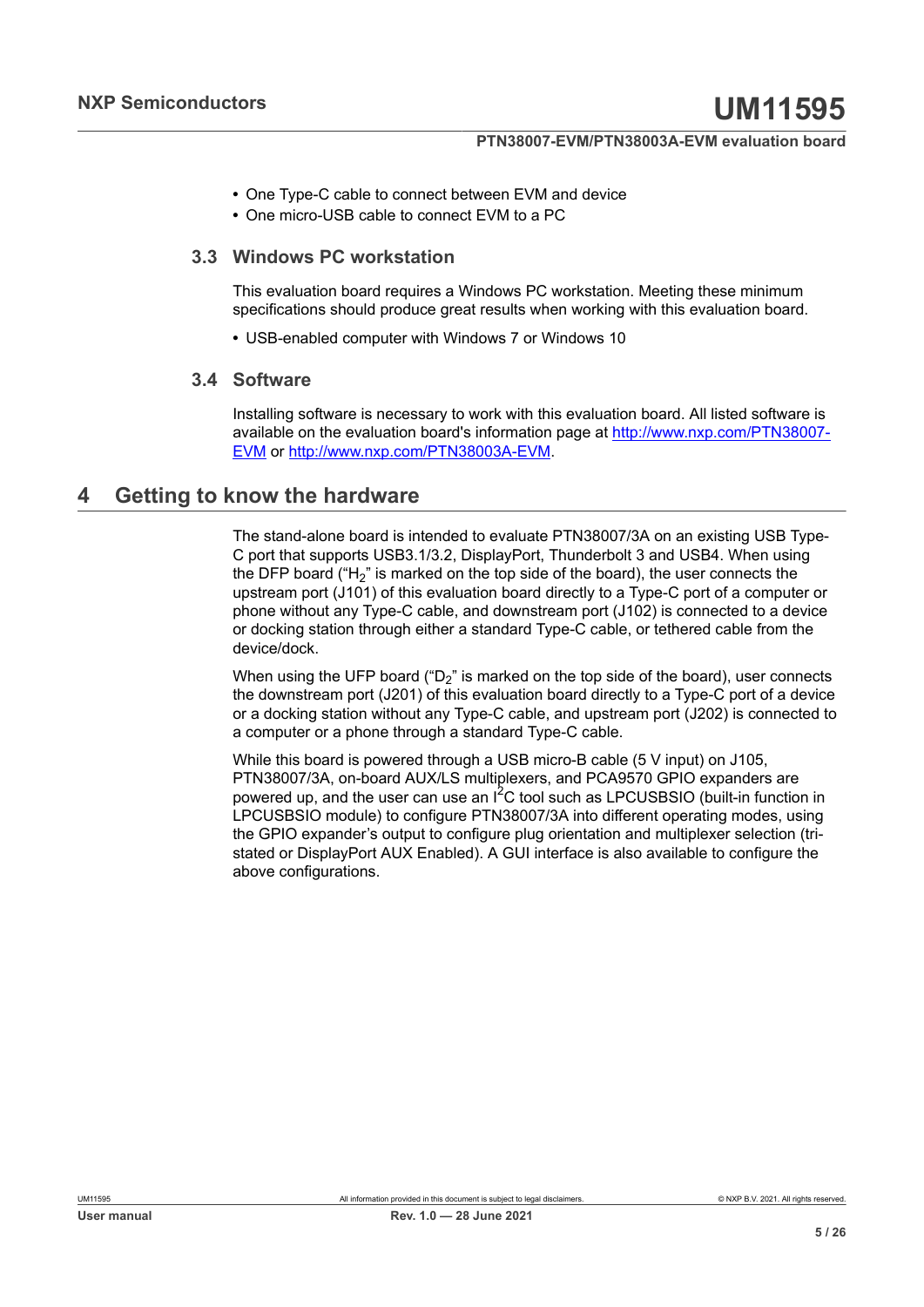- One Type-C cable to connect between EVM and device
- One micro-USB cable to connect EVM to a PC

### 3.3 Windows PC workstation

This evaluation board requires a Windows PC workstation. Meeting these minimum specifications should produce great results when working with this evaluation board.

- USB-enabled computer with Windows 7 or Windows 10

### 3.4 Software

Installing software is necessary to work with this evaluation board. All listed software is available on the evaluation board's information page at http://www.nxp.com/PTN38007-EVM or http://www.nxp.com/PTN38003A-EVM.

## 4 Getting to know the hardware

The stand-alone board is intended to evaluate PTN38007/3A on an existing USB Type-C port that supports USB3.1/3.2, DisplayPort, Thunderbolt 3 and USB4. When using the DFP board ("$H_2$" is marked on the top side of the board), the user connects the upstream port (J101) of this evaluation board directly to a Type-C port of a computer or phone without any Type-C cable, and downstream port (J102) is connected to a device or docking station through either a standard Type-C cable, or tethered cable from the device/dock.

When using the UFP board ("$D_2$" is marked on the top side of the board), user connects the downstream port (J201) of this evaluation board directly to a Type-C port of a device or a docking station without any Type-C cable, and upstream port (J202) is connected to a computer or a phone through a standard Type-C cable.

While this board is powered through a USB micro-B cable (5 V input) on J105, PTN38007/3A, on-board AUX/LS multiplexers, and PCA9570 GPIO expanders are powered up, and the user can use an $I^2C$ tool such as LPCUSBSIO (built-in function in LPCUSBSIO module) to configure PTN38007/3A into different operating modes, using the GPIO expander's output to configure plug orientation and multiplexer selection (tri-stated or DisplayPort AUX Enabled). A GUI interface is also available to configure the above configurations.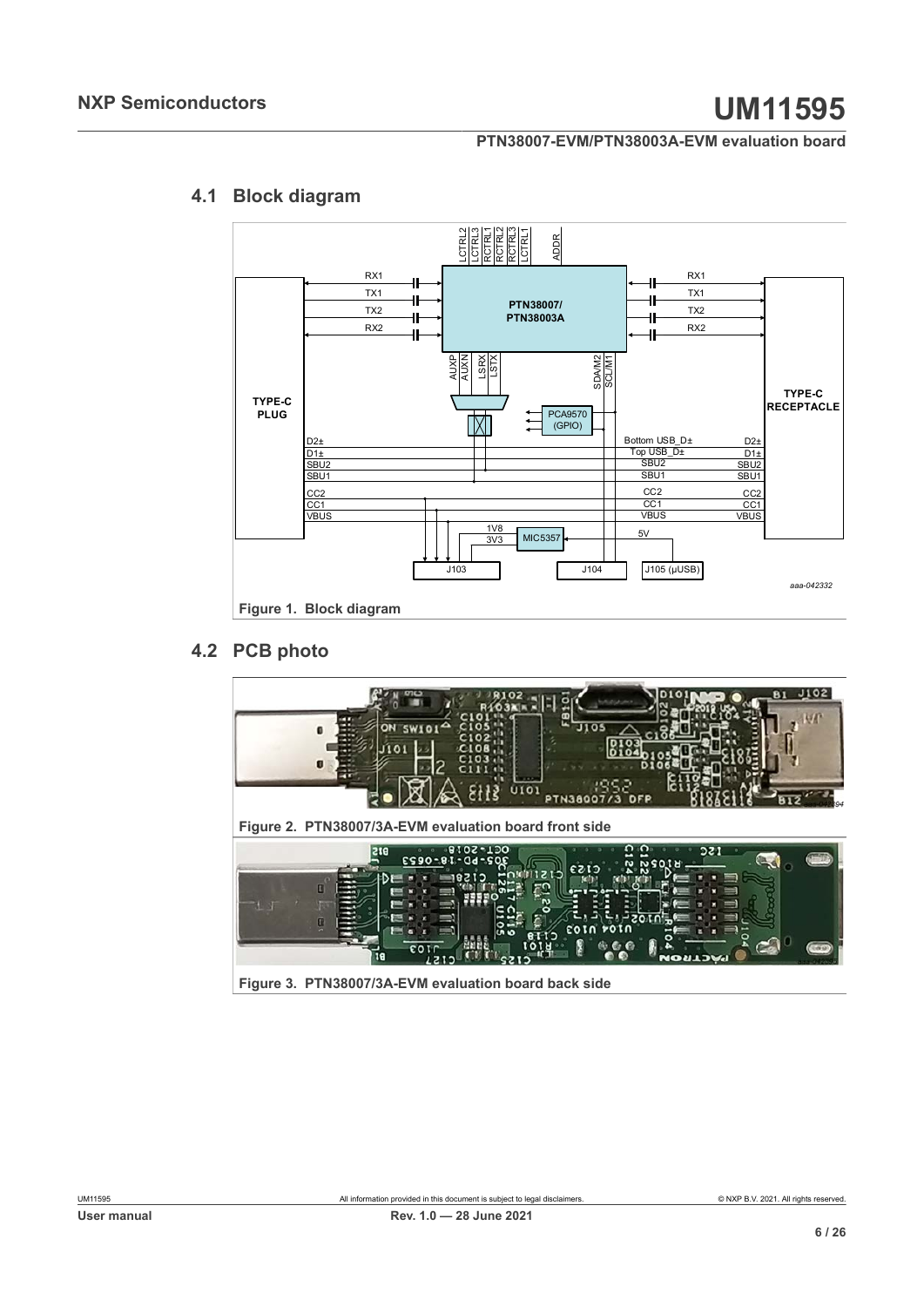## 4.1 Block diagram

Figure 1. Block diagram

## 4.2 PCB photo

Figure 2. PTN38007/3A-EVM evaluation board front side

Figure 3. PTN38007/3A-EVM evaluation board back side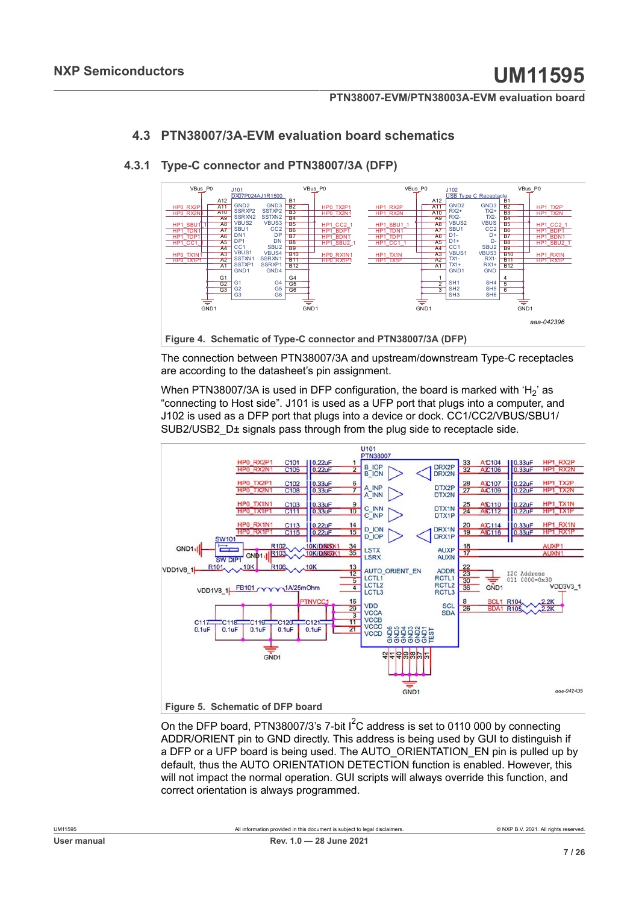## 4.3 PTN38007/3A-EVM evaluation board schematics

### 4.3.1 Type-C connector and PTN38007/3A (DFP)

Figure 4. Schematic of Type-C connector and PTN38007/3A (DFP)

The connection between PTN38007/3A and upstream/downstream Type-C receptacles are according to the datasheet's pin assignment.

When PTN38007/3A is used in DFP configuration, the board is marked with '$H_2$' as "connecting to Host side". J101 is used as a UFP port that plugs into a computer, and J102 is used as a DFP port that plugs into a device or dock. CC1/CC2/VBUS/SBU1/SUB2/USB2_D± signals pass through from the plug side to receptacle side.

Figure 5. Schematic of DFP board

On the DFP board, PTN38007/3's 7-bit $I^2C$ address is set to 0110 000 by connecting ADDR/ORIENT pin to GND directly. This address is being used by GUI to distinguish if a DFP or a UFP board is being used. The AUTO_ORIENTATION_EN pin is pulled up by default, thus the AUTO ORIENTATION DETECTION function is enabled. However, this will not impact the normal operation. GUI scripts will always override this function, and correct orientation is always programmed.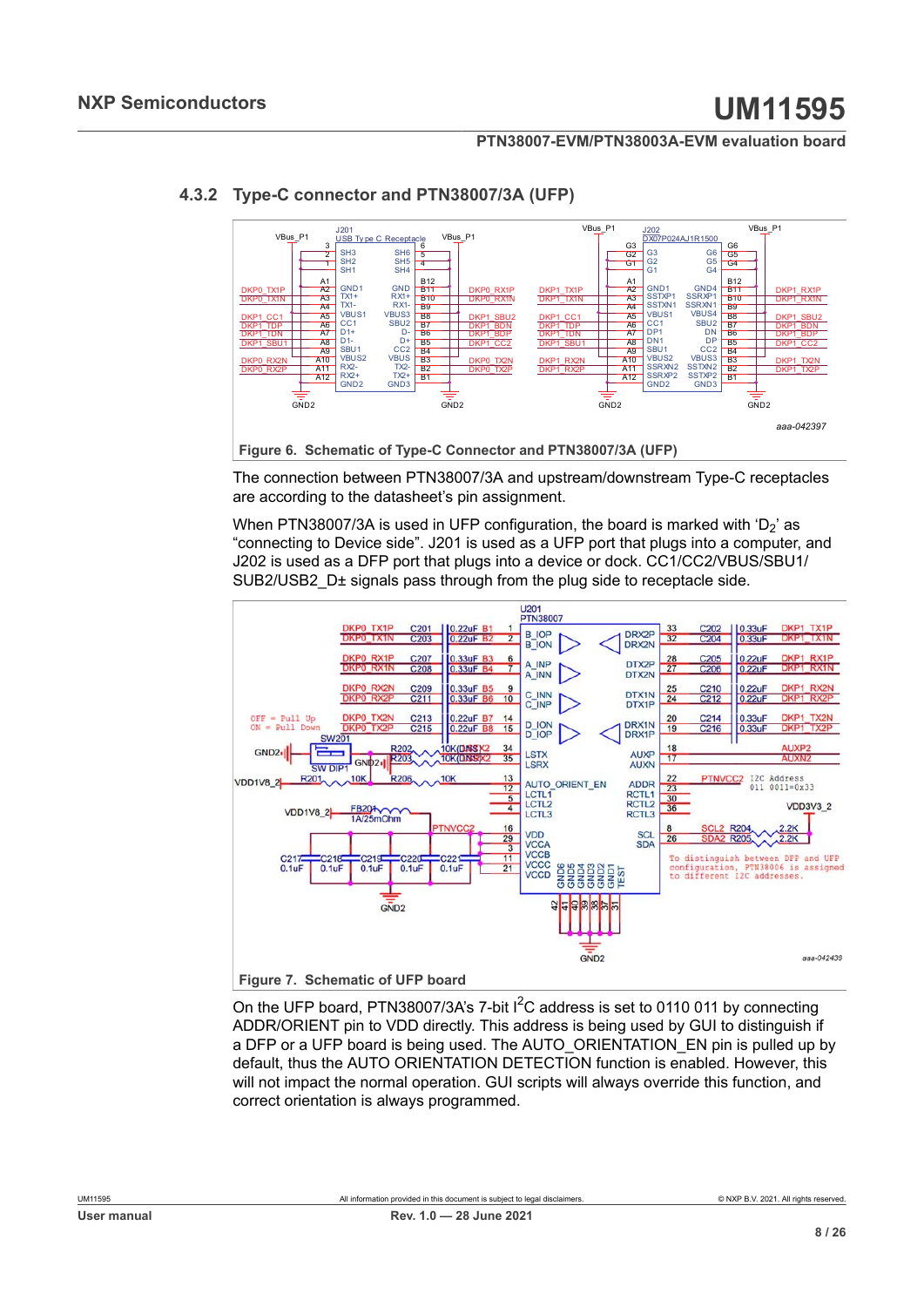### 4.3.2 Type-C connector and PTN38007/3A (UFP)

Figure 6. Schematic of Type-C Connector and PTN38007/3A (UFP)

The connection between PTN38007/3A and upstream/downstream Type-C receptacles are according to the datasheet's pin assignment.

When PTN38007/3A is used in UFP configuration, the board is marked with 'D$_2$' as "connecting to Device side". J201 is used as a UFP port that plugs into a computer, and J202 is used as a DFP port that plugs into a device or dock. CC1/CC2/VBUS/SBU1/SUB2/USB2_D± signals pass through from the plug side to receptacle side.

Figure 7. Schematic of UFP board

On the UFP board, PTN38007/3A's 7-bit I$^2$C address is set to 0110 011 by connecting ADDR/ORIENT pin to VDD directly. This address is being used by GUI to distinguish if a DFP or a UFP board is being used. The AUTO_ORIENTATION_EN pin is pulled up by default, thus the AUTO ORIENTATION DETECTION function is enabled. However, this will not impact the normal operation. GUI scripts will always override this function, and correct orientation is always programmed.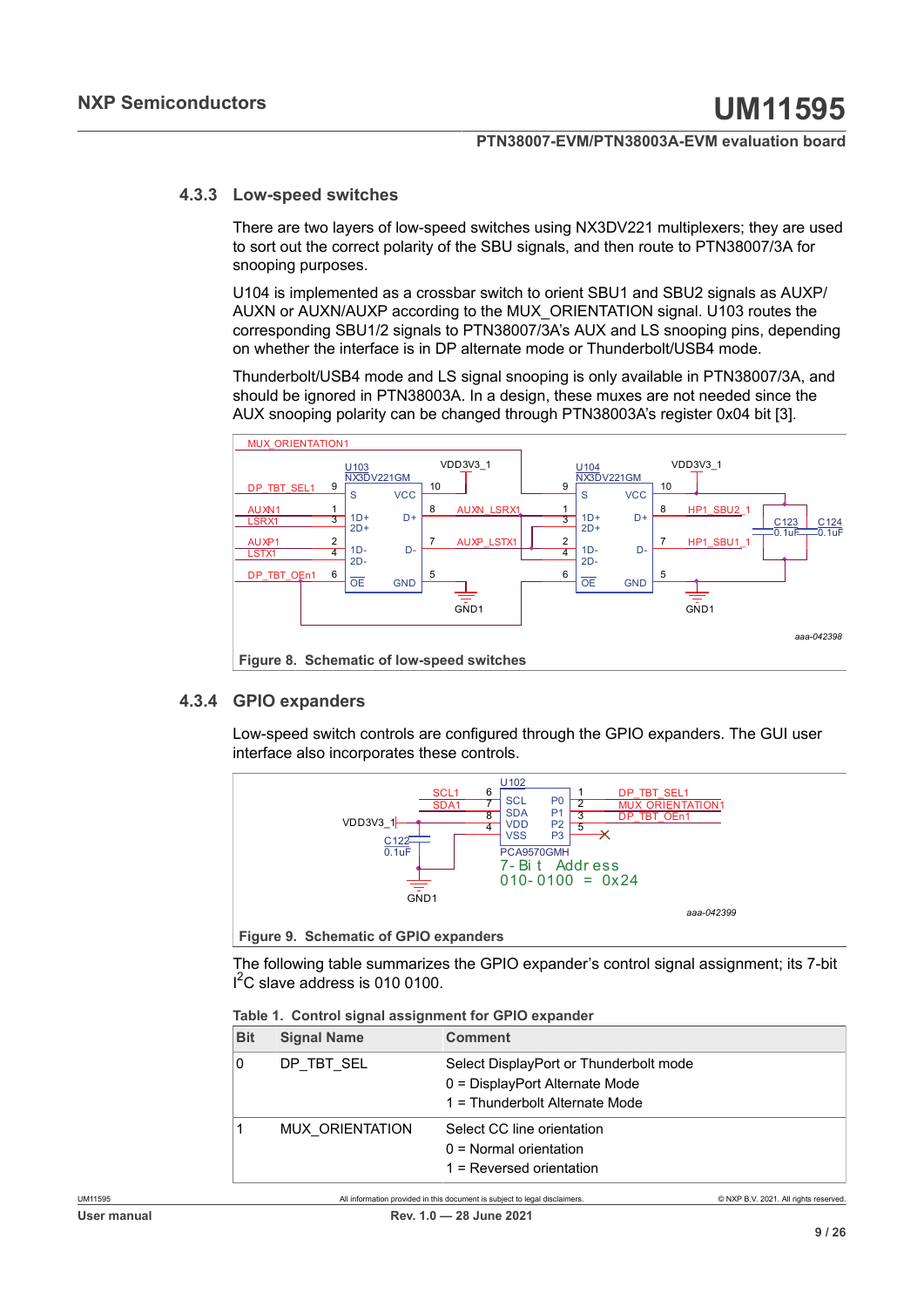### 4.3.3 Low-speed switches

There are two layers of low-speed switches using NX3DV221 multiplexers; they are used to sort out the correct polarity of the SBU signals, and then route to PTN38007/3A for snooping purposes.

U104 is implemented as a crossbar switch to orient SBU1 and SBU2 signals as AUXP/AUXN or AUXN/AUXP according to the MUX_ORIENTATION signal. U103 routes the corresponding SBU1/2 signals to PTN38007/3A's AUX and LS snooping pins, depending on whether the interface is in DP alternate mode or Thunderbolt/USB4 mode.

Thunderbolt/USB4 mode and LS signal snooping is only available in PTN38007/3A, and should be ignored in PTN38003A. In a design, these muxes are not needed since the AUX snooping polarity can be changed through PTN38003A's register 0x04 bit [3].

**Figure 8. Schematic of low-speed switches**

### 4.3.4 GPIO expanders

Low-speed switch controls are configured through the GPIO expanders. The GUI user interface also incorporates these controls.

**Figure 9. Schematic of GPIO expanders**

The following table summarizes the GPIO expander's control signal assignment; its 7-bit $I^2C$ slave address is 010 0100.

**Table 1. Control signal assignment for GPIO expander**

| Bit | Signal Name | Comment |
|---|---|---|
| 0 | DP_TBT_SEL | Select DisplayPort or Thunderbolt mode<br>0 = DisplayPort Alternate Mode<br>1 = Thunderbolt Alternate Mode |
| 1 | MUX_ORIENTATION | Select CC line orientation<br>0 = Normal orientation<br>1 = Reversed orientation |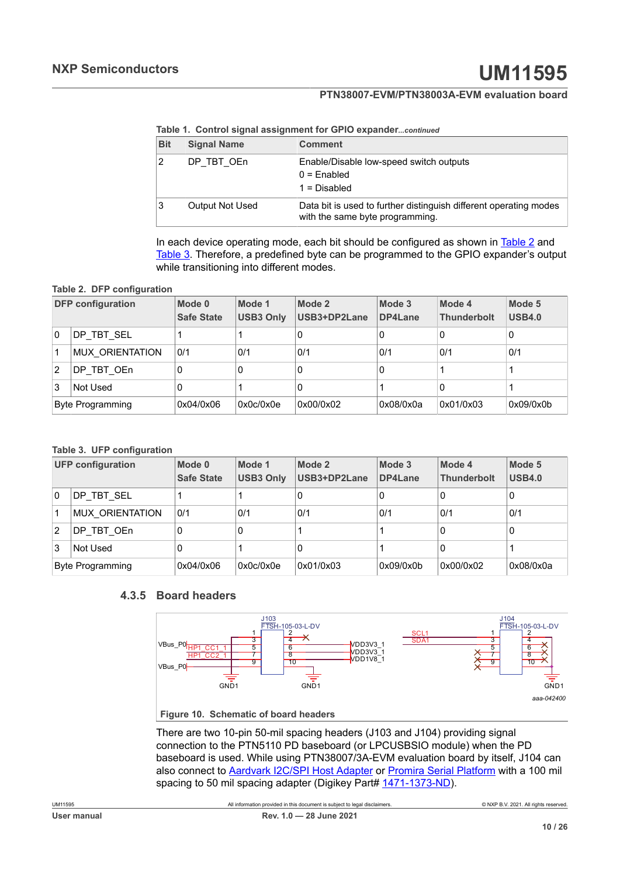Table 1. Control signal assignment for GPIO expander...*continued*

| Bit | Signal Name | Comment |
|---|---|---|
| 2 | DP_TBT_OEn | Enable/Disable low-speed switch outputs<br>0 = Enabled<br>1 = Disabled |
| 3 | Output Not Used | Data bit is used to further distinguish different operating modes with the same byte programming. |

In each device operating mode, each bit should be configured as shown in Table 2 and Table 3. Therefore, a predefined byte can be programmed to the GPIO expander's output while transitioning into different modes.

Table 2. DFP configuration

| DFP configuration | | Mode 0 Safe State | Mode 1 USB3 Only | Mode 2 USB3+DP2Lane | Mode 3 DP4Lane | Mode 4 Thunderbolt | Mode 5 USB4.0 |
|---|---|---|---|---|---|---|---|
| 0 | DP_TBT_SEL | 1 | 1 | 0 | 0 | 0 | 0 |
| 1 | MUX_ORIENTATION | 0/1 | 0/1 | 0/1 | 0/1 | 0/1 | 0/1 |
| 2 | DP_TBT_OEn | 0 | 0 | 0 | 0 | 1 | 1 |
| 3 | Not Used | 0 | 1 | 0 | 1 | 0 | 1 |
| Byte Programming | | 0x04/0x06 | 0x0c/0x0e | 0x00/0x02 | 0x08/0x0a | 0x01/0x03 | 0x09/0x0b |

Table 3. UFP configuration

| UFP configuration | | Mode 0 Safe State | Mode 1 USB3 Only | Mode 2 USB3+DP2Lane | Mode 3 DP4Lane | Mode 4 Thunderbolt | Mode 5 USB4.0 |
|---|---|---|---|---|---|---|---|
| 0 | DP_TBT_SEL | 1 | 1 | 0 | 0 | 0 | 0 |
| 1 | MUX_ORIENTATION | 0/1 | 0/1 | 0/1 | 0/1 | 0/1 | 0/1 |
| 2 | DP_TBT_OEn | 0 | 0 | 1 | 1 | 0 | 0 |
| 3 | Not Used | 0 | 1 | 0 | 1 | 0 | 1 |
| Byte Programming | | 0x04/0x06 | 0x0c/0x0e | 0x01/0x03 | 0x09/0x0b | 0x00/0x02 | 0x08/0x0a |

### 4.3.5 Board headers

Figure 10. Schematic of board headers

There are two 10-pin 50-mil spacing headers (J103 and J104) providing signal connection to the PTN5110 PD baseboard (or LPCUSBSIO module) when the PD baseboard is used. While using PTN38007/3A-EVM evaluation board by itself, J104 can also connect to Aardvark I2C/SPI Host Adapter or Promira Serial Platform with a 100 mil spacing to 50 mil spacing adapter (Digikey Part# 1471-1373-ND).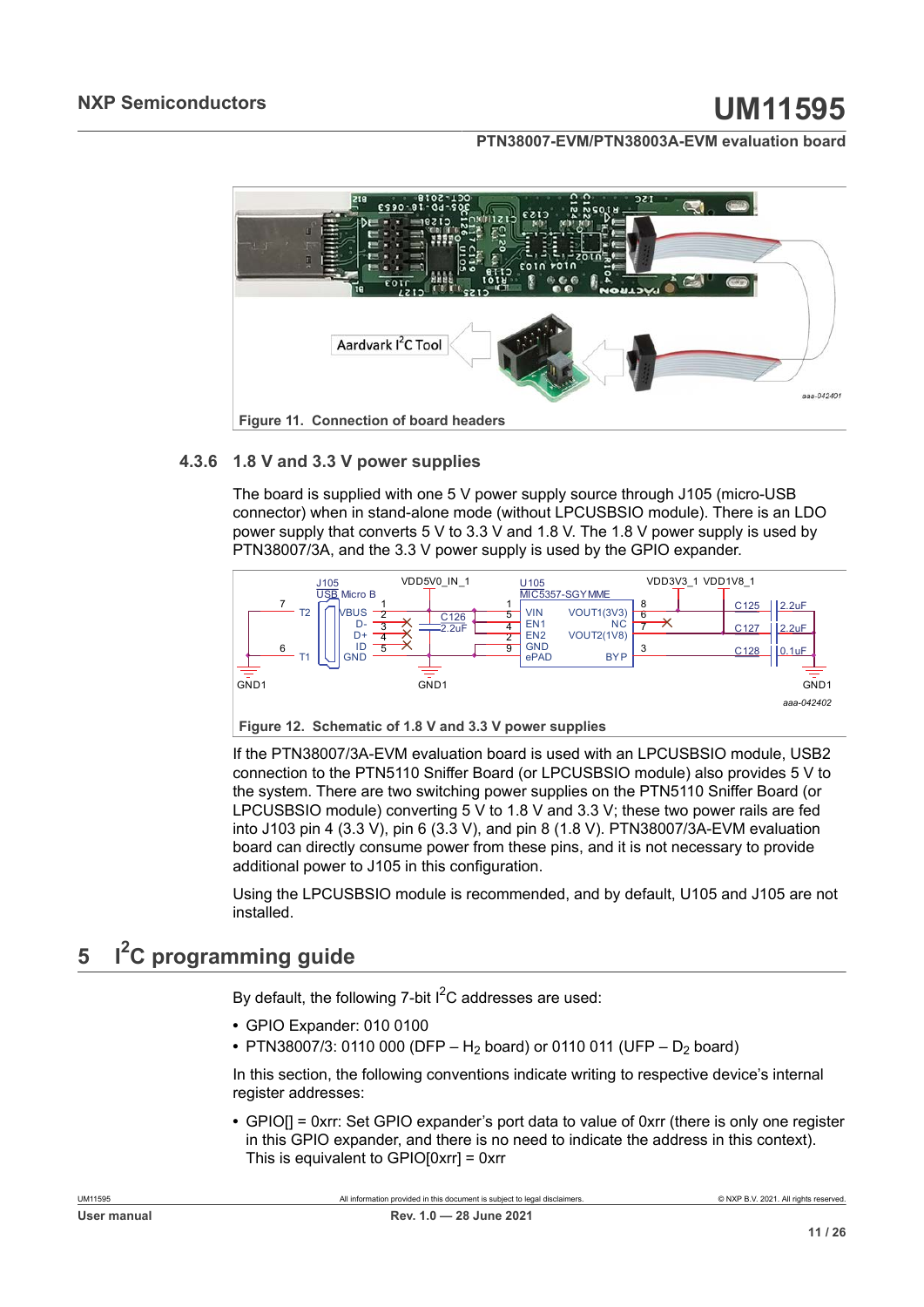Figure 11. Connection of board headers

### 4.3.6 1.8 V and 3.3 V power supplies

The board is supplied with one 5 V power supply source through J105 (micro-USB connector) when in stand-alone mode (without LPCUSBSIO module). There is an LDO power supply that converts 5 V to 3.3 V and 1.8 V. The 1.8 V power supply is used by PTN38007/3A, and the 3.3 V power supply is used by the GPIO expander.

Figure 12. Schematic of 1.8 V and 3.3 V power supplies

If the PTN38007/3A-EVM evaluation board is used with an LPCUSBSIO module, USB2 connection to the PTN5110 Sniffer Board (or LPCUSBSIO module) also provides 5 V to the system. There are two switching power supplies on the PTN5110 Sniffer Board (or LPCUSBSIO module) converting 5 V to 1.8 V and 3.3 V; these two power rails are fed into J103 pin 4 (3.3 V), pin 6 (3.3 V), and pin 8 (1.8 V). PTN38007/3A-EVM evaluation board can directly consume power from these pins, and it is not necessary to provide additional power to J105 in this configuration.

Using the LPCUSBSIO module is recommended, and by default, U105 and J105 are not installed.

# 5 I²C programming guide

By default, the following 7-bit I²C addresses are used:

- GPIO Expander: 010 0100
- PTN38007/3: 0110 000 (DFP – $H_2$ board) or 0110 011 (UFP – $D_2$ board)

In this section, the following conventions indicate writing to respective device's internal register addresses:

- GPIO[] = 0xrr: Set GPIO expander's port data to value of 0xrr (there is only one register in this GPIO expander, and there is no need to indicate the address in this context). This is equivalent to GPIO[0xrr] = 0xrr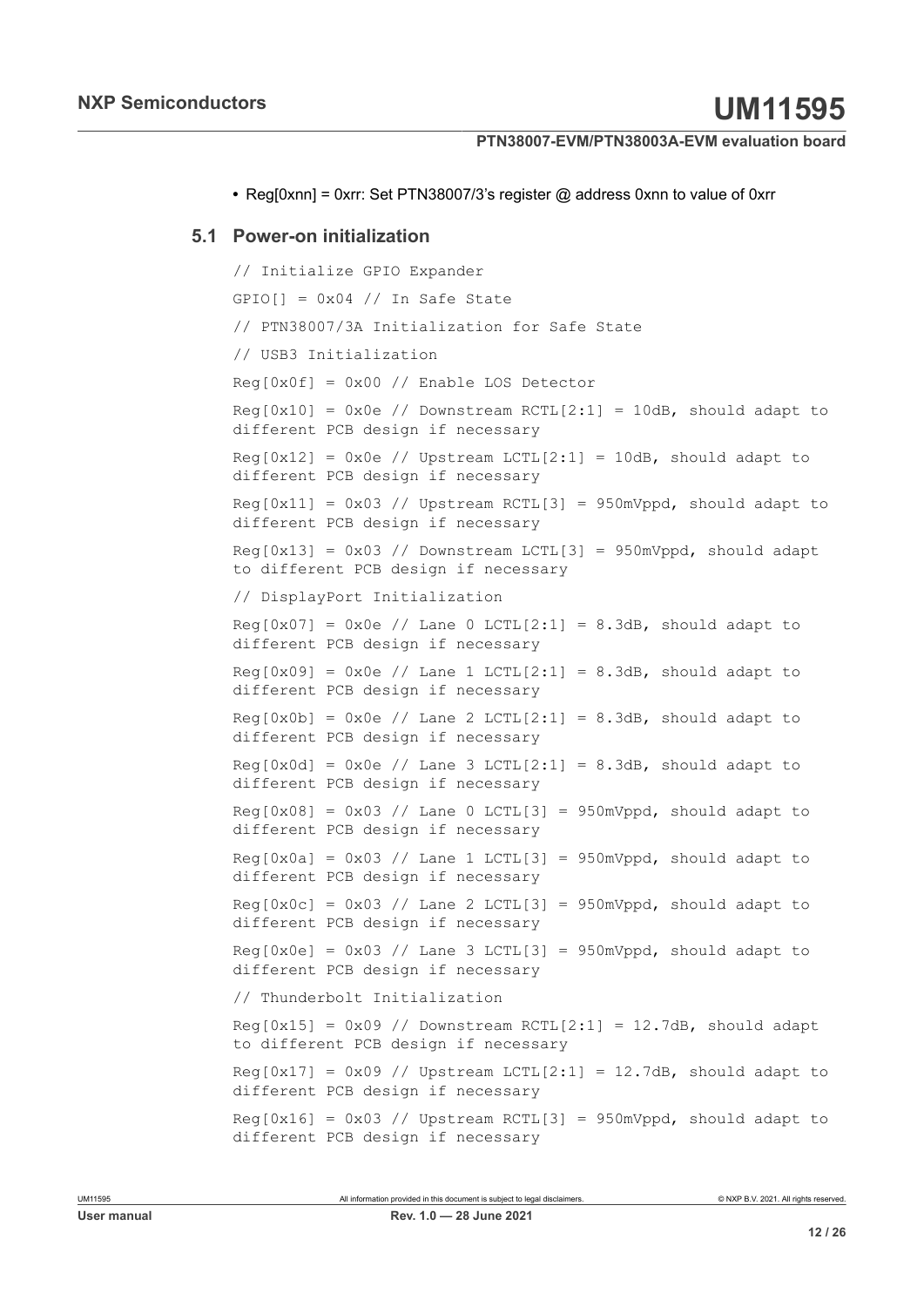- Reg[0xnn] = 0xrr: Set PTN38007/3's register @ address 0xnn to value of 0xrr

## 5.1 Power-on initialization

```
// Initialize GPIO Expander

GPIO[] = 0x04 // In Safe State

// PTN38007/3A Initialization for Safe State

// USB3 Initialization

Reg[0x0f] = 0x00 // Enable LOS Detector

Reg[0x10] = 0x0e // Downstream RCTL[2:1] = 10dB, should adapt to
different PCB design if necessary

Reg[0x12] = 0x0e // Upstream LCTL[2:1] = 10dB, should adapt to
different PCB design if necessary

Reg[0x11] = 0x03 // Upstream RCTL[3] = 950mVppd, should adapt to
different PCB design if necessary

Reg[0x13] = 0x03 // Downstream LCTL[3] = 950mVppd, should adapt
to different PCB design if necessary

// DisplayPort Initialization

Reg[0x07] = 0x0e // Lane 0 LCTL[2:1] = 8.3dB, should adapt to
different PCB design if necessary

Reg[0x09] = 0x0e // Lane 1 LCTL[2:1] = 8.3dB, should adapt to
different PCB design if necessary

Reg[0x0b] = 0x0e // Lane 2 LCTL[2:1] = 8.3dB, should adapt to
different PCB design if necessary

Reg[0x0d] = 0x0e // Lane 3 LCTL[2:1] = 8.3dB, should adapt to
different PCB design if necessary

Reg[0x08] = 0x03 // Lane 0 LCTL[3] = 950mVppd, should adapt to
different PCB design if necessary

Reg[0x0a] = 0x03 // Lane 1 LCTL[3] = 950mVppd, should adapt to
different PCB design if necessary

Reg[0x0c] = 0x03 // Lane 2 LCTL[3] = 950mVppd, should adapt to
different PCB design if necessary

Reg[0x0e] = 0x03 // Lane 3 LCTL[3] = 950mVppd, should adapt to
different PCB design if necessary

// Thunderbolt Initialization

Reg[0x15] = 0x09 // Downstream RCTL[2:1] = 12.7dB, should adapt
to different PCB design if necessary

Reg[0x17] = 0x09 // Upstream LCTL[2:1] = 12.7dB, should adapt to
different PCB design if necessary

Reg[0x16] = 0x03 // Upstream RCTL[3] = 950mVppd, should adapt to
different PCB design if necessary
```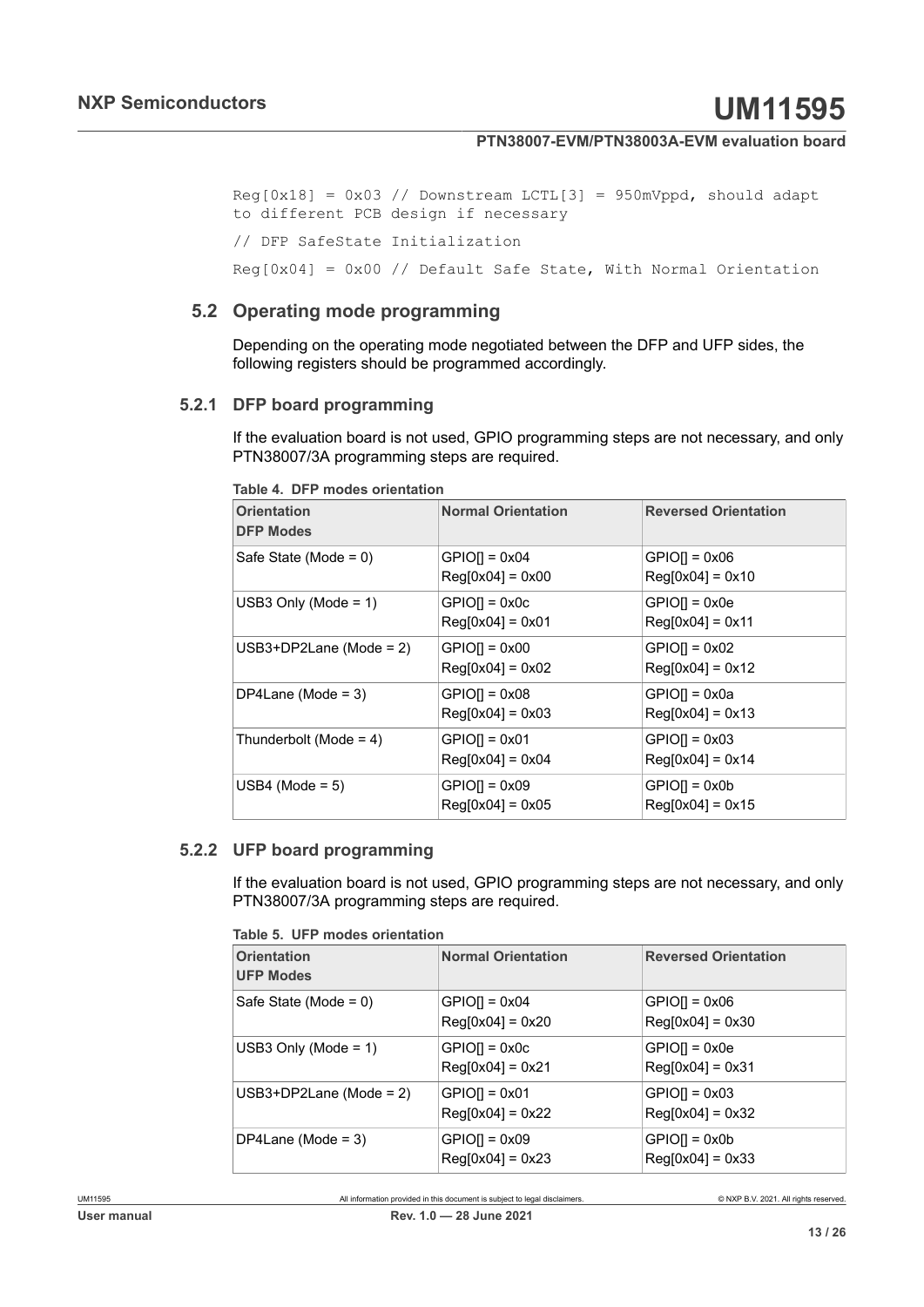```
Reg[0x18] = 0x03 // Downstream LCTL[3] = 950mVppd, should adapt to different PCB design if necessary

// DFP SafeState Initialization

Reg[0x04] = 0x00 // Default Safe State, With Normal Orientation
```

## 5.2 Operating mode programming

Depending on the operating mode negotiated between the DFP and UFP sides, the following registers should be programmed accordingly.

### 5.2.1 DFP board programming

If the evaluation board is not used, GPIO programming steps are not necessary, and only PTN38007/3A programming steps are required.

**Table 4. DFP modes orientation**

| Orientation<br>DFP Modes | Normal Orientation | Reversed Orientation |
|---|---|---|
| Safe State (Mode = 0) | GPIO[] = 0x04<br>Reg[0x04] = 0x00 | GPIO[] = 0x06<br>Reg[0x04] = 0x10 |
| USB3 Only (Mode = 1) | GPIO[] = 0x0c<br>Reg[0x04] = 0x01 | GPIO[] = 0x0e<br>Reg[0x04] = 0x11 |
| USB3+DP2Lane (Mode = 2) | GPIO[] = 0x00<br>Reg[0x04] = 0x02 | GPIO[] = 0x02<br>Reg[0x04] = 0x12 |
| DP4Lane (Mode = 3) | GPIO[] = 0x08<br>Reg[0x04] = 0x03 | GPIO[] = 0x0a<br>Reg[0x04] = 0x13 |
| Thunderbolt (Mode = 4) | GPIO[] = 0x01<br>Reg[0x04] = 0x04 | GPIO[] = 0x03<br>Reg[0x04] = 0x14 |
| USB4 (Mode = 5) | GPIO[] = 0x09<br>Reg[0x04] = 0x05 | GPIO[] = 0x0b<br>Reg[0x04] = 0x15 |

### 5.2.2 UFP board programming

If the evaluation board is not used, GPIO programming steps are not necessary, and only PTN38007/3A programming steps are required.

**Table 5. UFP modes orientation**

| Orientation<br>UFP Modes | Normal Orientation | Reversed Orientation |
|---|---|---|
| Safe State (Mode = 0) | GPIO[] = 0x04<br>Reg[0x04] = 0x20 | GPIO[] = 0x06<br>Reg[0x04] = 0x30 |
| USB3 Only (Mode = 1) | GPIO[] = 0x0c<br>Reg[0x04] = 0x21 | GPIO[] = 0x0e<br>Reg[0x04] = 0x31 |
| USB3+DP2Lane (Mode = 2) | GPIO[] = 0x01<br>Reg[0x04] = 0x22 | GPIO[] = 0x03<br>Reg[0x04] = 0x32 |
| DP4Lane (Mode = 3) | GPIO[] = 0x09<br>Reg[0x04] = 0x23 | GPIO[] = 0x0b<br>Reg[0x04] = 0x33 |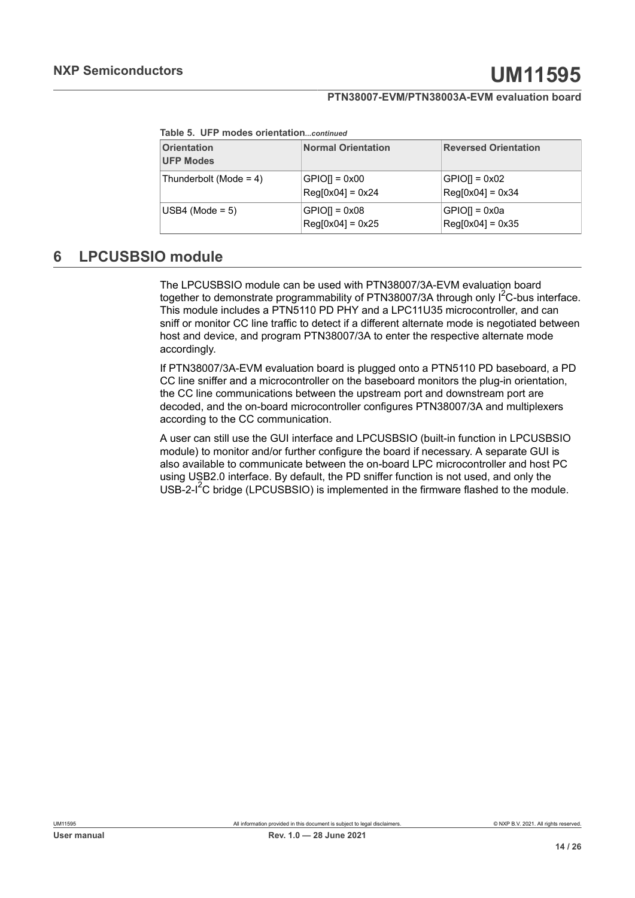**Table 5. UFP modes orientation***...continued*

| Orientation<br>UFP Modes | Normal Orientation | Reversed Orientation |
|---|---|---|
| Thunderbolt (Mode = 4) | GPIO[] = 0x00<br>Reg[0x04] = 0x24 | GPIO[] = 0x02<br>Reg[0x04] = 0x34 |
| USB4 (Mode = 5) | GPIO[] = 0x08<br>Reg[0x04] = 0x25 | GPIO[] = 0x0a<br>Reg[0x04] = 0x35 |

## 6 LPCUSBSIO module

The LPCUSBSIO module can be used with PTN38007/3A-EVM evaluation board together to demonstrate programmability of PTN38007/3A through only $I^2C$-bus interface. This module includes a PTN5110 PD PHY and a LPC11U35 microcontroller, and can sniff or monitor CC line traffic to detect if a different alternate mode is negotiated between host and device, and program PTN38007/3A to enter the respective alternate mode accordingly.

If PTN38007/3A-EVM evaluation board is plugged onto a PTN5110 PD baseboard, a PD CC line sniffer and a microcontroller on the baseboard monitors the plug-in orientation, the CC line communications between the upstream port and downstream port are decoded, and the on-board microcontroller configures PTN38007/3A and multiplexers according to the CC communication.

A user can still use the GUI interface and LPCUSBSIO (built-in function in LPCUSBSIO module) to monitor and/or further configure the board if necessary. A separate GUI is also available to communicate between the on-board LPC microcontroller and host PC using USB2.0 interface. By default, the PD sniffer function is not used, and only the USB-2-$I^2C$ bridge (LPCUSBSIO) is implemented in the firmware flashed to the module.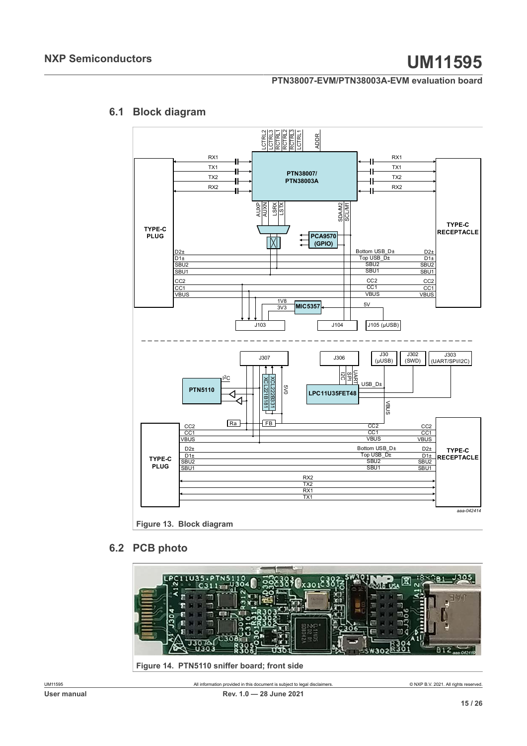## 6.1 Block diagram

Figure 13. Block diagram

## 6.2 PCB photo

Figure 14. PTN5110 sniffer board; front side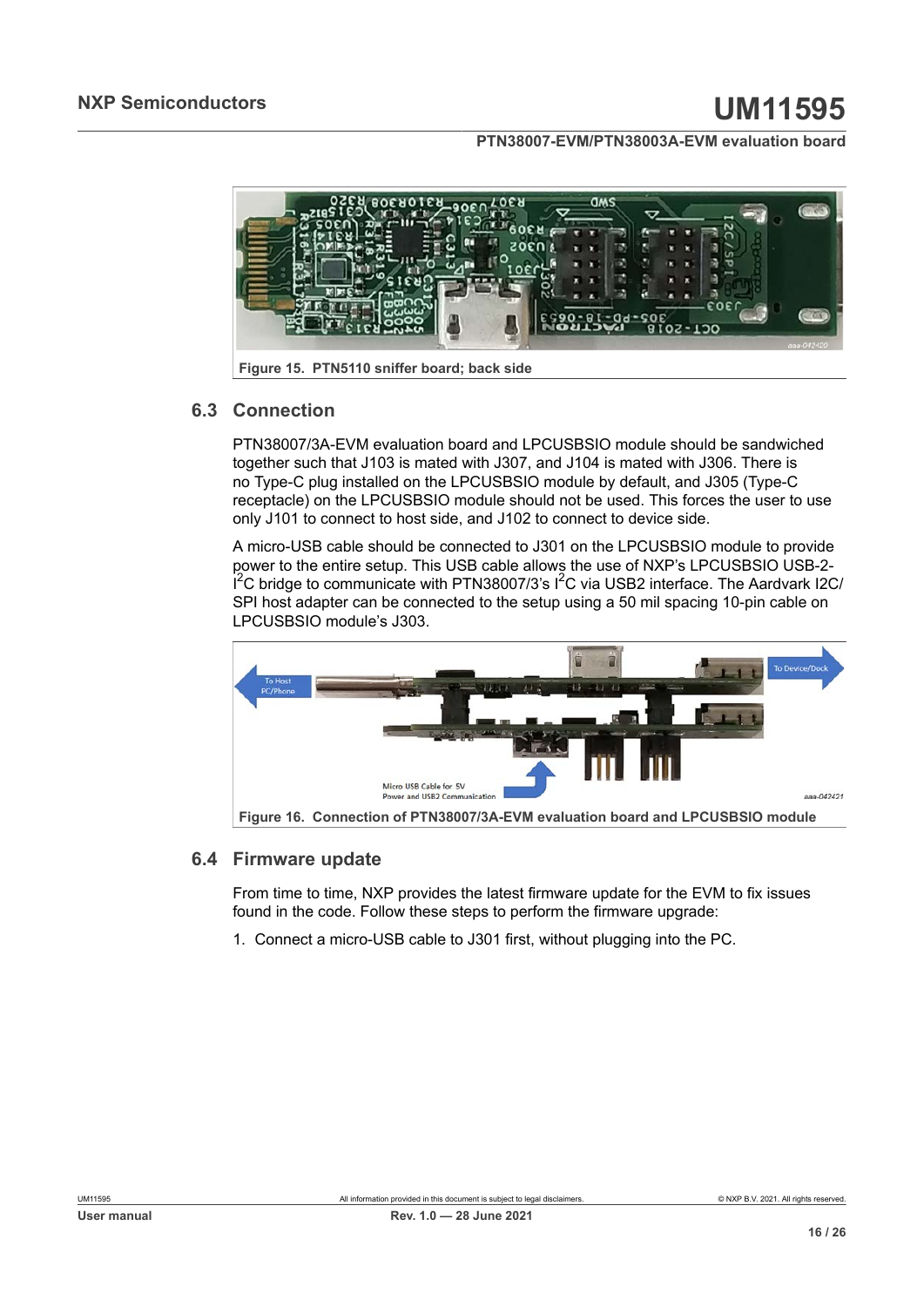Figure 15. PTN5110 sniffer board; back side

### 6.3 Connection

PTN38007/3A-EVM evaluation board and LPCUSBSIO module should be sandwiched together such that J103 is mated with J307, and J104 is mated with J306. There is no Type-C plug installed on the LPCUSBSIO module by default, and J305 (Type-C receptacle) on the LPCUSBSIO module should not be used. This forces the user to use only J101 to connect to host side, and J102 to connect to device side.

A micro-USB cable should be connected to J301 on the LPCUSBSIO module to provide power to the entire setup. This USB cable allows the use of NXP's LPCUSBSIO USB-2-I$^2$C bridge to communicate with PTN38007/3's I$^2$C via USB2 interface. The Aardvark I2C/SPI host adapter can be connected to the setup using a 50 mil spacing 10-pin cable on LPCUSBSIO module's J303.

Figure 16. Connection of PTN38007/3A-EVM evaluation board and LPCUSBSIO module

### 6.4 Firmware update

From time to time, NXP provides the latest firmware update for the EVM to fix issues found in the code. Follow these steps to perform the firmware upgrade:

1. Connect a micro-USB cable to J301 first, without plugging into the PC.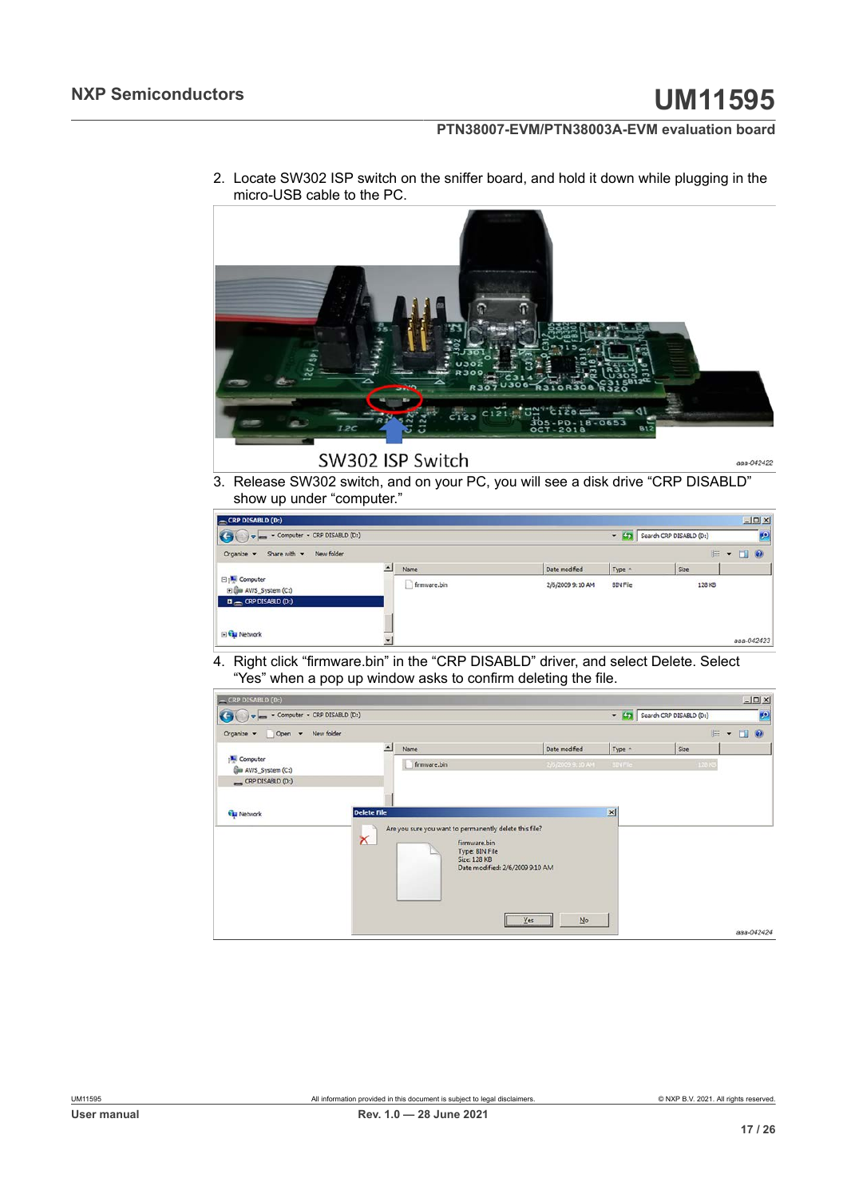2. Locate SW302 ISP switch on the sniffer board, and hold it down while plugging in the micro-USB cable to the PC.

SW302 ISP Switch

aaa-042422

3. Release SW302 switch, and on your PC, you will see a disk drive “CRP DISABLD” show up under “computer.”

aaa-042423

4. Right click “firmware.bin” in the “CRP DISABLD” driver, and select Delete. Select “Yes” when a pop up window asks to confirm deleting the file.

aaa-042424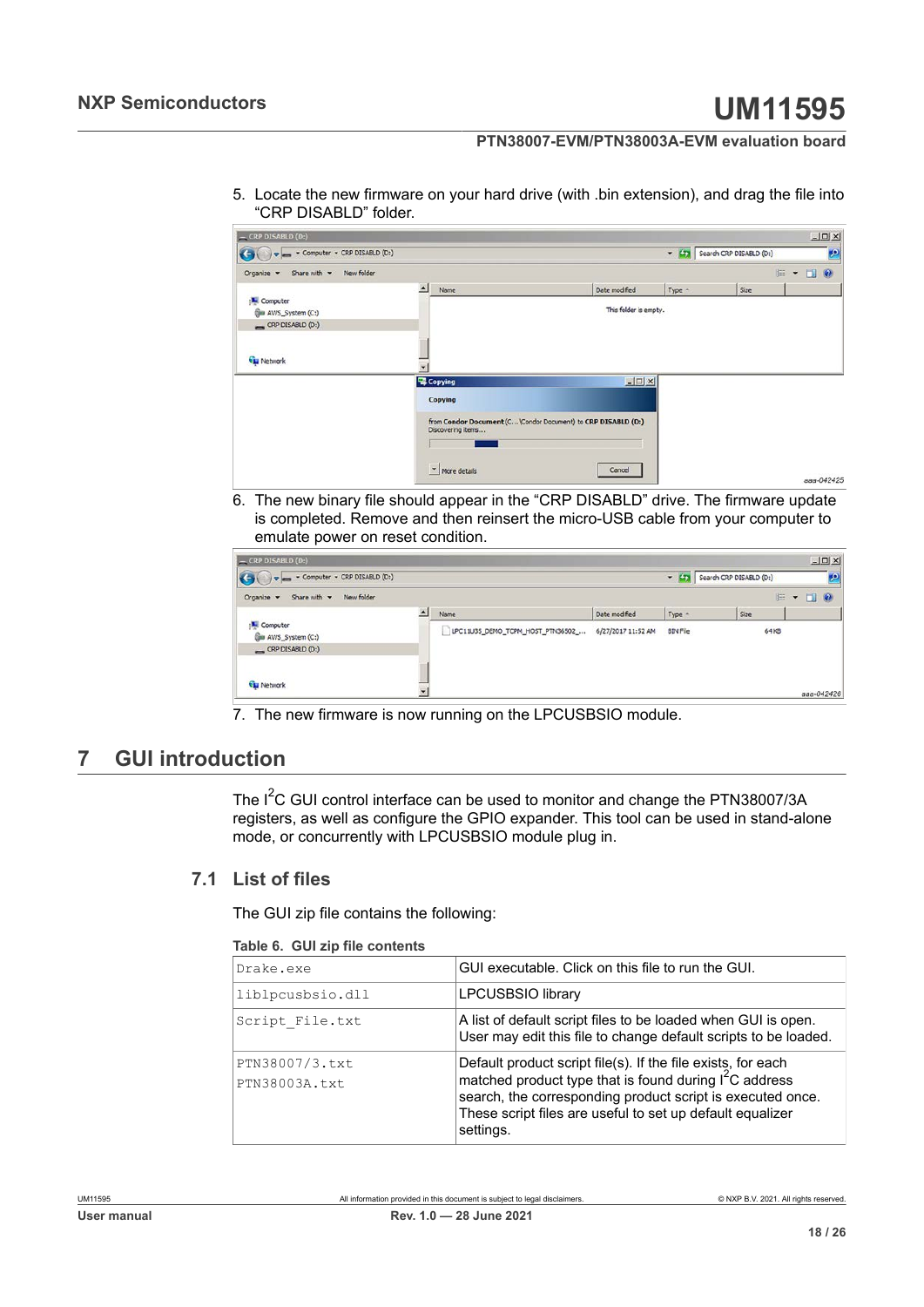5. Locate the new firmware on your hard drive (with .bin extension), and drag the file into "CRP DISABLD" folder.

aaa-042425

6. The new binary file should appear in the "CRP DISABLD" drive. The firmware update is completed. Remove and then reinsert the micro-USB cable from your computer to emulate power on reset condition.

aaa-042426

7. The new firmware is now running on the LPCUSBSIO module.

# 7 GUI introduction

The I$^2$C GUI control interface can be used to monitor and change the PTN38007/3A registers, as well as configure the GPIO expander. This tool can be used in stand-alone mode, or concurrently with LPCUSBSIO module plug in.

## 7.1 List of files

The GUI zip file contains the following:

**Table 6. GUI zip file contents**

| | |
|---|---|
| Drake.exe | GUI executable. Click on this file to run the GUI. |
| liblpcusbsio.dll | LPCUSBSIO library |
| Script_File.txt | A list of default script files to be loaded when GUI is open. User may edit this file to change default scripts to be loaded. |
| PTN38007/3.txt<br>PTN38003A.txt | Default product script file(s). If the file exists, for each matched product type that is found during I$^2$C address search, the corresponding product script is executed once. These script files are useful to set up default equalizer settings. |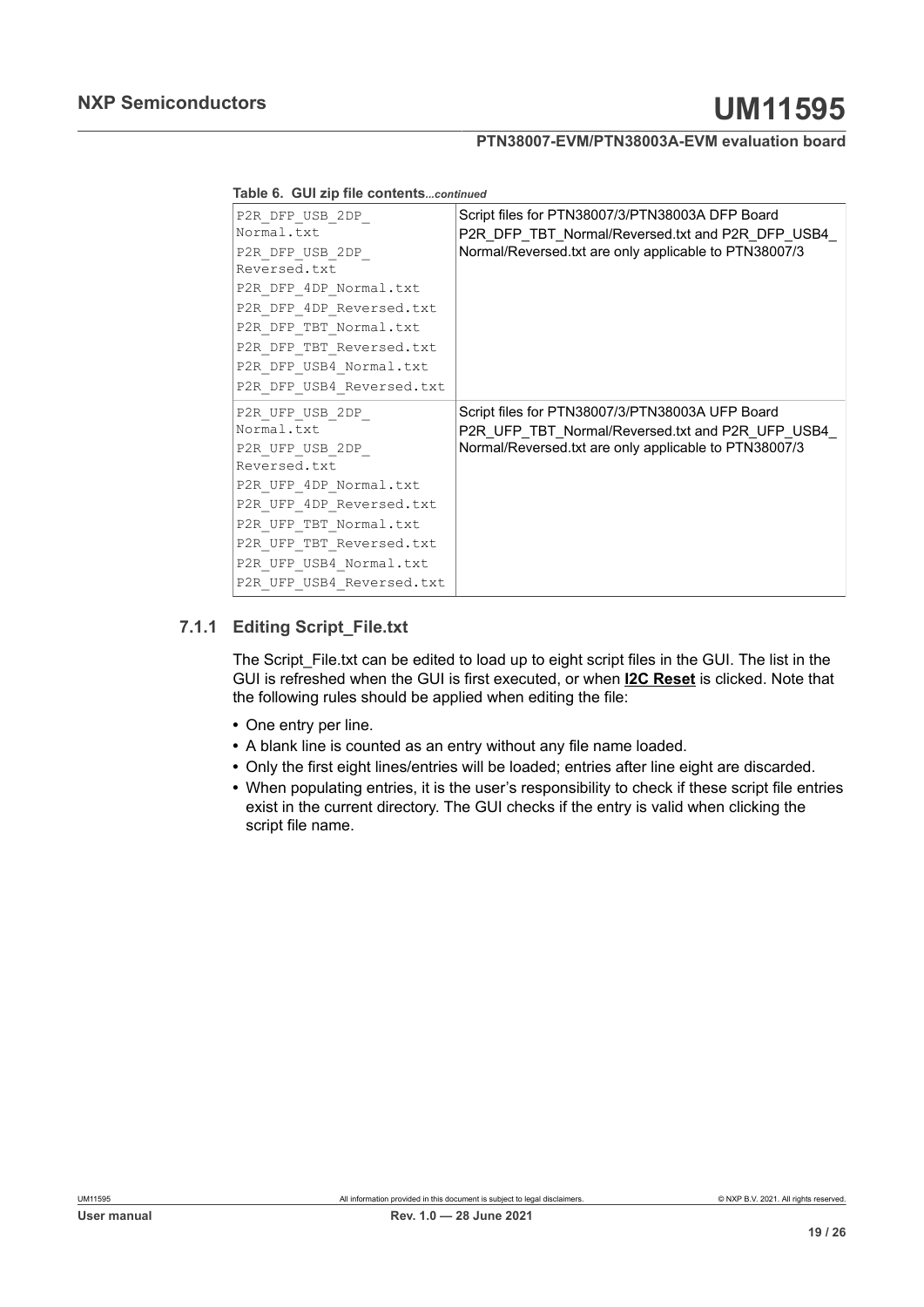**Table 6. GUI zip file contents**...*continued*

| | |
|---|---|
| P2R_DFP_USB_2DP_Normal.txt<br>P2R_DFP_USB_2DP_Reversed.txt<br>P2R_DFP_4DP_Normal.txt<br>P2R_DFP_4DP_Reversed.txt<br>P2R_DFP_TBT_Normal.txt<br>P2R_DFP_TBT_Reversed.txt<br>P2R_DFP_USB4_Normal.txt<br>P2R_DFP_USB4_Reversed.txt | Script files for PTN38007/3/PTN38003A DFP Board<br>P2R_DFP_TBT_Normal/Reversed.txt and P2R_DFP_USB4_Normal/Reversed.txt are only applicable to PTN38007/3 |
| P2R_UFP_USB_2DP_Normal.txt<br>P2R_UFP_USB_2DP_Reversed.txt<br>P2R_UFP_4DP_Normal.txt<br>P2R_UFP_4DP_Reversed.txt<br>P2R_UFP_TBT_Normal.txt<br>P2R_UFP_TBT_Reversed.txt<br>P2R_UFP_USB4_Normal.txt<br>P2R_UFP_USB4_Reversed.txt | Script files for PTN38007/3/PTN38003A UFP Board<br>P2R_UFP_TBT_Normal/Reversed.txt and P2R_UFP_USB4_Normal/Reversed.txt are only applicable to PTN38007/3 |

### 7.1.1 Editing Script_File.txt

The Script_File.txt can be edited to load up to eight script files in the GUI. The list in the GUI is refreshed when the GUI is first executed, or when **I2C Reset** is clicked. Note that the following rules should be applied when editing the file:

- One entry per line.
- A blank line is counted as an entry without any file name loaded.
- Only the first eight lines/entries will be loaded; entries after line eight are discarded.
- When populating entries, it is the user's responsibility to check if these script file entries exist in the current directory. The GUI checks if the entry is valid when clicking the script file name.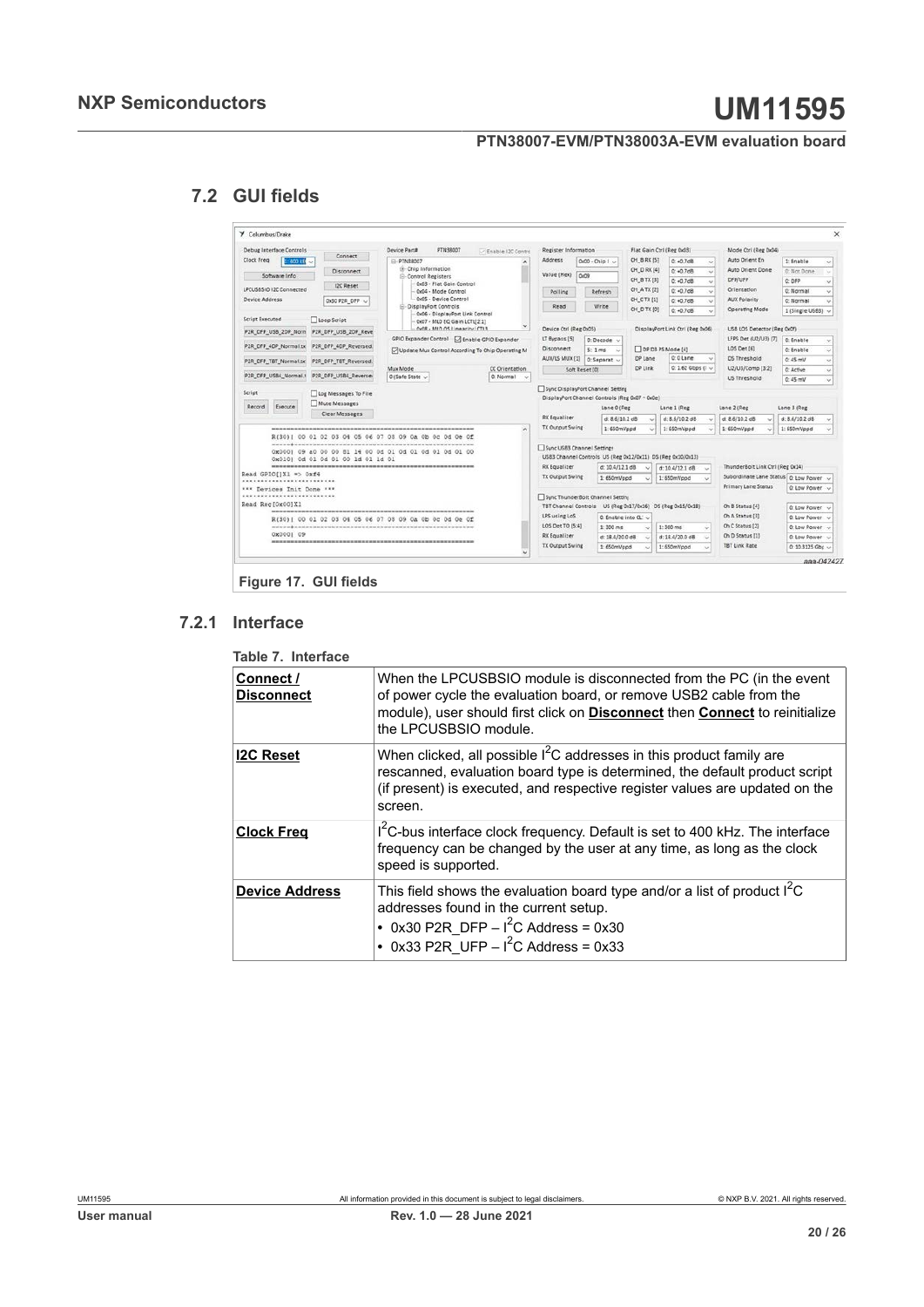## 7.2 GUI fields

Figure 17. GUI fields

### 7.2.1 Interface

Table 7. Interface

| | |
|---|---|
| **Connect / Disconnect** | When the LPCUSBSIO module is disconnected from the PC (in the event of power cycle the evaluation board, or remove USB2 cable from the module), user should first click on **Disconnect** then **Connect** to reinitialize the LPCUSBSIO module. |
| **I2C Reset** | When clicked, all possible $I^2C$ addresses in this product family are rescanned, evaluation board type is determined, the default product script (if present) is executed, and respective register values are updated on the screen. |
| **Clock Freq** | $I^2C$-bus interface clock frequency. Default is set to 400 kHz. The interface frequency can be changed by the user at any time, as long as the clock speed is supported. |
| **Device Address** | This field shows the evaluation board type and/or a list of product $I^2C$ addresses found in the current setup.<br>• 0x30 P2R_DFP – $I^2C$ Address = 0x30<br>• 0x33 P2R_UFP – $I^2C$ Address = 0x33 |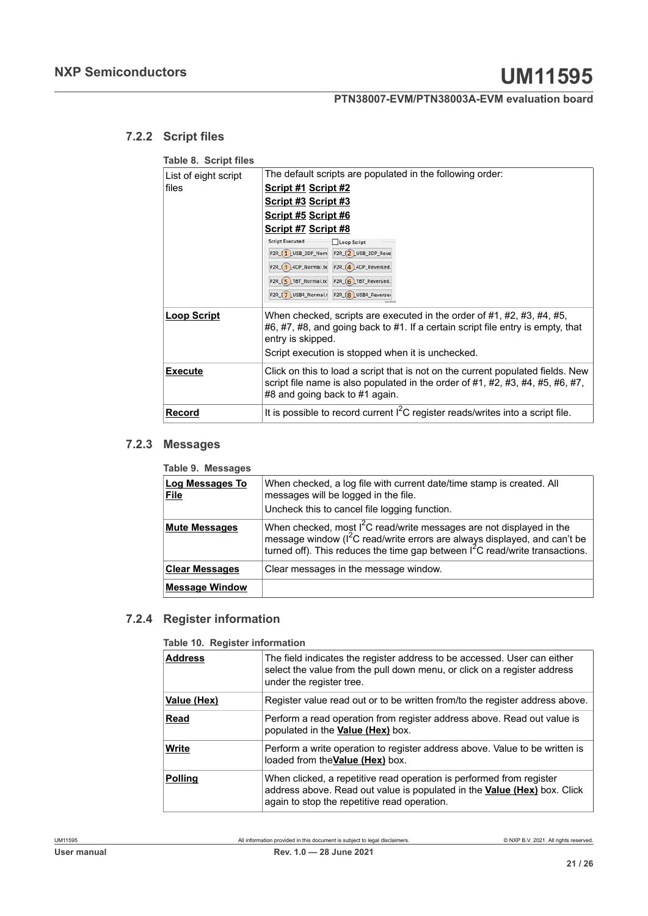### 7.2.2 Script files

**Table 8. Script files**

| | |
|---|---|
| List of eight script files | The default scripts are populated in the following order:<br>**Script #1** **Script #2**<br>**Script #3** **Script #3**<br>**Script #5** **Script #6**<br>**Script #7** **Script #8** |
| **Loop Script** | When checked, scripts are executed in the order of #1, #2, #3, #4, #5, #6, #7, #8, and going back to #1. If a certain script file entry is empty, that entry is skipped.<br>Script execution is stopped when it is unchecked. |
| **Execute** | Click on this to load a script that is not on the current populated fields. New script file name is also populated in the order of #1, #2, #3, #4, #5, #6, #7, #8 and going back to #1 again. |
| **Record** | It is possible to record current $I^2C$ register reads/writes into a script file. |

### 7.2.3 Messages

**Table 9. Messages**

| | |
|---|---|
| **Log Messages To File** | When checked, a log file with current date/time stamp is created. All messages will be logged in the file.<br>Uncheck this to cancel file logging function. |
| **Mute Messages** | When checked, most $I^2C$ read/write messages are not displayed in the message window ($I^2C$ read/write errors are always displayed, and can't be turned off). This reduces the time gap between $I^2C$ read/write transactions. |
| **Clear Messages** | Clear messages in the message window. |
| **Message Window** | |

### 7.2.4 Register information

**Table 10. Register information**

| | |
|---|---|
| **Address** | The field indicates the register address to be accessed. User can either select the value from the pull down menu, or click on a register address under the register tree. |
| **Value (Hex)** | Register value read out or to be written from/to the register address above. |
| **Read** | Perform a read operation from register address above. Read out value is populated in the **Value (Hex)** box. |
| **Write** | Perform a write operation to register address above. Value to be written is loaded from the**Value (Hex)** box. |
| **Polling** | When clicked, a repetitive read operation is performed from register address above. Read out value is populated in the **Value (Hex)** box. Click again to stop the repetitive read operation. |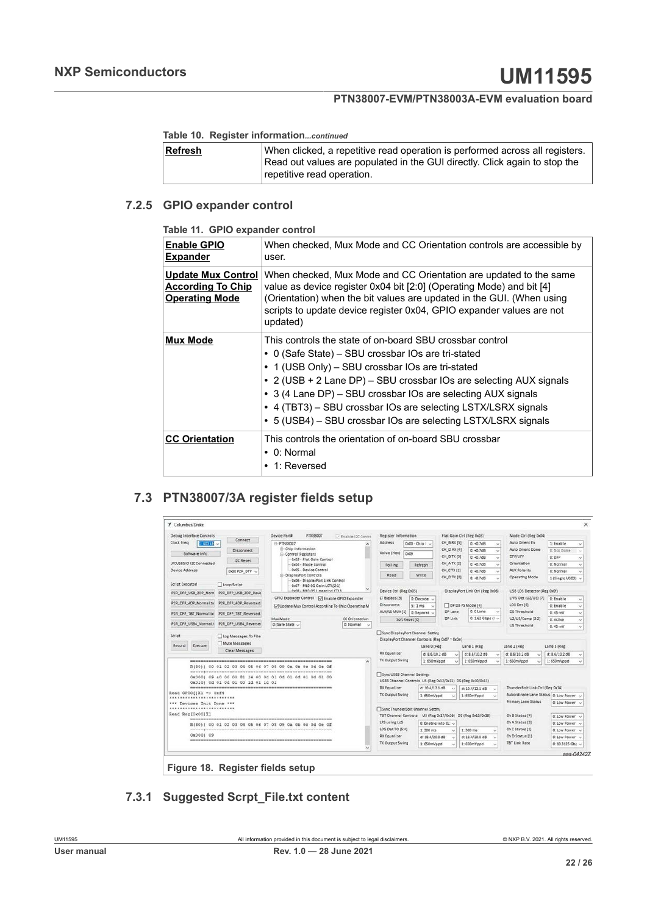**Table 10. Register information***...continued*

| | |
|---|---|
| **Refresh** | When clicked, a repetitive read operation is performed across all registers. Read out values are populated in the GUI directly. Click again to stop the repetitive read operation. |

### 7.2.5 GPIO expander control

**Table 11. GPIO expander control**

| | |
|---|---|
| **Enable GPIO Expander** | When checked, Mux Mode and CC Orientation controls are accessible by user. |
| **Update Mux Control According To Chip Operating Mode** | When checked, Mux Mode and CC Orientation are updated to the same value as device register 0x04 bit [2:0] (Operating Mode) and bit [4] (Orientation) when the bit values are updated in the GUI. (When using scripts to update device register 0x04, GPIO expander values are not updated) |
| **Mux Mode** | This controls the state of on-board SBU crossbar control<br>• 0 (Safe State) – SBU crossbar IOs are tri-stated<br>• 1 (USB Only) – SBU crossbar IOs are tri-stated<br>• 2 (USB + 2 Lane DP) – SBU crossbar IOs are selecting AUX signals<br>• 3 (4 Lane DP) – SBU crossbar IOs are selecting AUX signals<br>• 4 (TBT3) – SBU crossbar IOs are selecting LSTX/LSRX signals<br>• 5 (USB4) – SBU crossbar IOs are selecting LSTX/LSRX signals |
| **CC Orientation** | This controls the orientation of on-board SBU crossbar<br>• 0: Normal<br>• 1: Reversed |

## 7.3 PTN38007/3A register fields setup

Figure 18. Register fields setup

### 7.3.1 Suggested Scrpt_File.txt content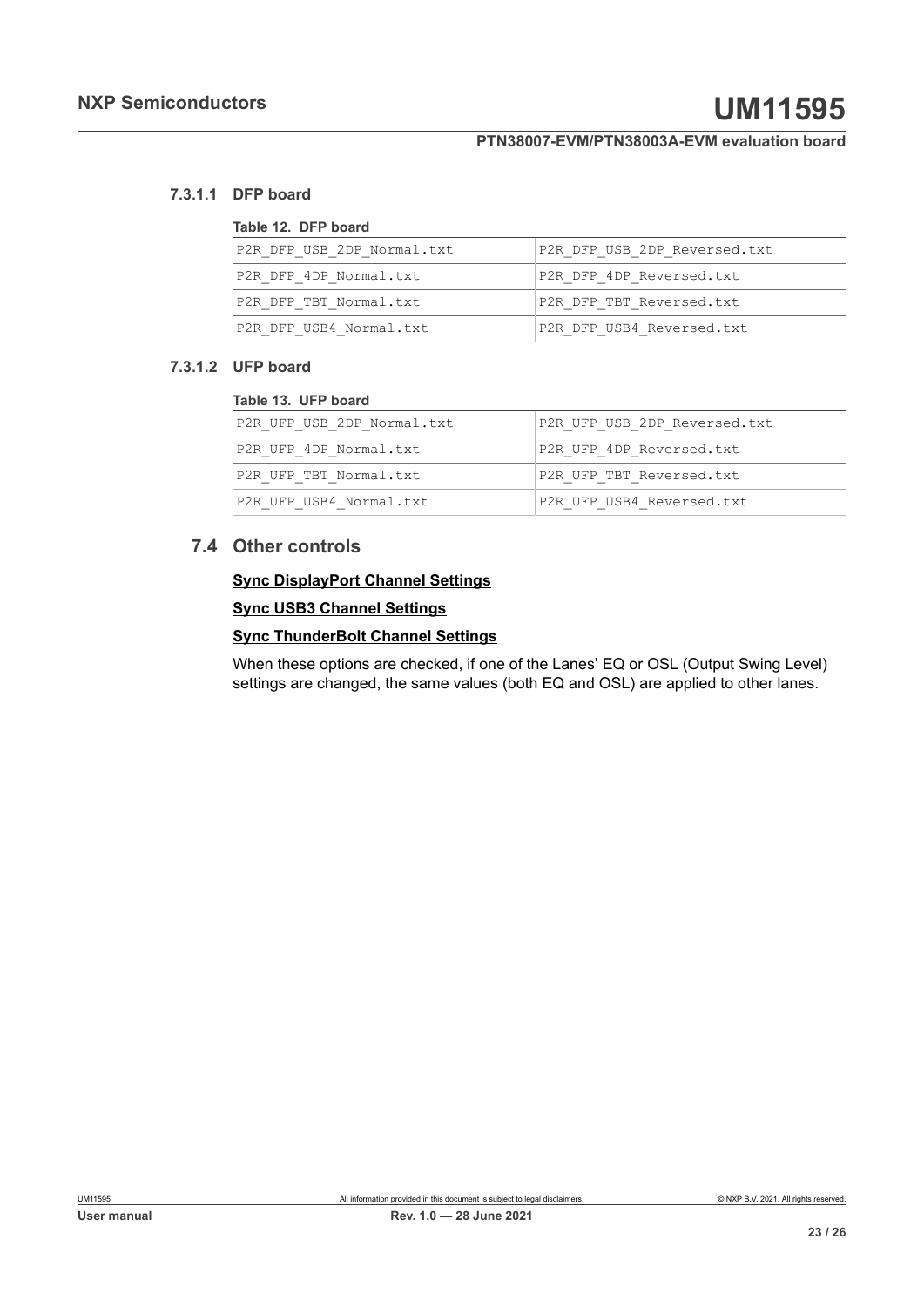#### 7.3.1.1 DFP board

**Table 12. DFP board**

| | |
|---|---|
| P2R_DFP_USB_2DP_Normal.txt | P2R_DFP_USB_2DP_Reversed.txt |
| P2R_DFP_4DP_Normal.txt | P2R_DFP_4DP_Reversed.txt |
| P2R_DFP_TBT_Normal.txt | P2R_DFP_TBT_Reversed.txt |
| P2R_DFP_USB4_Normal.txt | P2R_DFP_USB4_Reversed.txt |

#### 7.3.1.2 UFP board

**Table 13. UFP board**

| | |
|---|---|
| P2R_UFP_USB_2DP_Normal.txt | P2R_UFP_USB_2DP_Reversed.txt |
| P2R_UFP_4DP_Normal.txt | P2R_UFP_4DP_Reversed.txt |
| P2R_UFP_TBT_Normal.txt | P2R_UFP_TBT_Reversed.txt |
| P2R_UFP_USB4_Normal.txt | P2R_UFP_USB4_Reversed.txt |

### 7.4 Other controls

**Sync DisplayPort Channel Settings**

**Sync USB3 Channel Settings**

**Sync ThunderBolt Channel Settings**

When these options are checked, if one of the Lanes' EQ or OSL (Output Swing Level) settings are changed, the same values (both EQ and OSL) are applied to other lanes.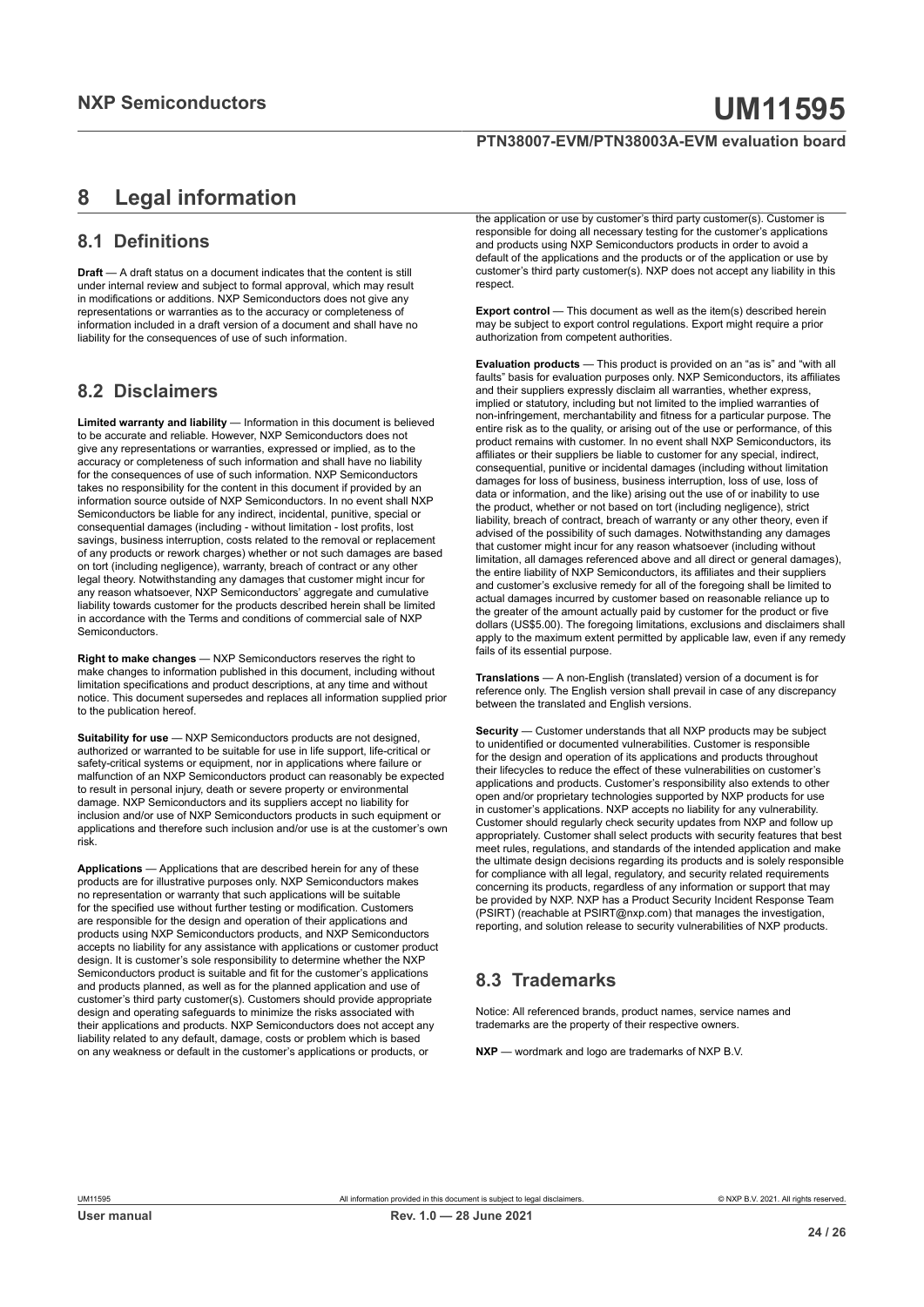# 8 Legal information

## 8.1 Definitions

**Draft** — A draft status on a document indicates that the content is still under internal review and subject to formal approval, which may result in modifications or additions. NXP Semiconductors does not give any representations or warranties as to the accuracy or completeness of information included in a draft version of a document and shall have no liability for the consequences of use of such information.

## 8.2 Disclaimers

**Limited warranty and liability** — Information in this document is believed to be accurate and reliable. However, NXP Semiconductors does not give any representations or warranties, expressed or implied, as to the accuracy or completeness of such information and shall have no liability for the consequences of use of such information. NXP Semiconductors takes no responsibility for the content in this document if provided by an information source outside of NXP Semiconductors. In no event shall NXP Semiconductors be liable for any indirect, incidental, punitive, special or consequential damages (including - without limitation - lost profits, lost savings, business interruption, costs related to the removal or replacement of any products or rework charges) whether or not such damages are based on tort (including negligence), warranty, breach of contract or any other legal theory. Notwithstanding any damages that customer might incur for any reason whatsoever, NXP Semiconductors' aggregate and cumulative liability towards customer for the products described herein shall be limited in accordance with the Terms and conditions of commercial sale of NXP Semiconductors.

**Right to make changes** — NXP Semiconductors reserves the right to make changes to information published in this document, including without limitation specifications and product descriptions, at any time and without notice. This document supersedes and replaces all information supplied prior to the publication hereof.

**Suitability for use** — NXP Semiconductors products are not designed, authorized or warranted to be suitable for use in life support, life-critical or safety-critical systems or equipment, nor in applications where failure or malfunction of an NXP Semiconductors product can reasonably be expected to result in personal injury, death or severe property or environmental damage. NXP Semiconductors and its suppliers accept no liability for inclusion and/or use of NXP Semiconductors products in such equipment or applications and therefore such inclusion and/or use is at the customer's own risk.

**Applications** — Applications that are described herein for any of these products are for illustrative purposes only. NXP Semiconductors makes no representation or warranty that such applications will be suitable for the specified use without further testing or modification. Customers are responsible for the design and operation of their applications and products using NXP Semiconductors products, and NXP Semiconductors accepts no liability for any assistance with applications or customer product design. It is customer's sole responsibility to determine whether the NXP Semiconductors product is suitable and fit for the customer's applications and products planned, as well as for the planned application and use of customer's third party customer(s). Customers should provide appropriate design and operating safeguards to minimize the risks associated with their applications and products. NXP Semiconductors does not accept any liability related to any default, damage, costs or problem which is based on any weakness or default in the customer's applications or products, or the application or use by customer's third party customer(s). Customer is responsible for doing all necessary testing for the customer's applications and products using NXP Semiconductors products in order to avoid a default of the applications and the products or of the application or use by customer's third party customer(s). NXP does not accept any liability in this respect.

**Export control** — This document as well as the item(s) described herein may be subject to export control regulations. Export might require a prior authorization from competent authorities.

**Evaluation products** — This product is provided on an "as is" and "with all faults" basis for evaluation purposes only. NXP Semiconductors, its affiliates and their suppliers expressly disclaim all warranties, whether express, implied or statutory, including but not limited to the implied warranties of non-infringement, merchantability and fitness for a particular purpose. The entire risk as to the quality, or arising out of the use or performance, of this product remains with customer. In no event shall NXP Semiconductors, its affiliates or their suppliers be liable to customer for any special, indirect, consequential, punitive or incidental damages (including without limitation damages for loss of business, business interruption, loss of use, loss of data or information, and the like) arising out the use of or inability to use the product, whether or not based on tort (including negligence), strict liability, breach of contract, breach of warranty or any other theory, even if advised of the possibility of such damages. Notwithstanding any damages that customer might incur for any reason whatsoever (including without limitation, all damages referenced above and all direct or general damages), the entire liability of NXP Semiconductors, its affiliates and their suppliers and customer's exclusive remedy for all of the foregoing shall be limited to actual damages incurred by customer based on reasonable reliance up to the greater of the amount actually paid by customer for the product or five dollars (US$5.00). The foregoing limitations, exclusions and disclaimers shall apply to the maximum extent permitted by applicable law, even if any remedy fails of its essential purpose.

**Translations** — A non-English (translated) version of a document is for reference only. The English version shall prevail in case of any discrepancy between the translated and English versions.

**Security** — Customer understands that all NXP products may be subject to unidentified or documented vulnerabilities. Customer is responsible for the design and operation of its applications and products throughout their lifecycles to reduce the effect of these vulnerabilities on customer's applications and products. Customer's responsibility also extends to other open and/or proprietary technologies supported by NXP products for use in customer's applications. NXP accepts no liability for any vulnerability. Customer should regularly check security updates from NXP and follow up appropriately. Customer shall select products with security features that best meet rules, regulations, and standards of the intended application and make the ultimate design decisions regarding its products and is solely responsible for compliance with all legal, regulatory, and security related requirements concerning its products, regardless of any information or support that may be provided by NXP. NXP has a Product Security Incident Response Team (PSIRT) (reachable at PSIRT@nxp.com) that manages the investigation, reporting, and solution release to security vulnerabilities of NXP products.

## 8.3 Trademarks

Notice: All referenced brands, product names, service names and trademarks are the property of their respective owners.

**NXP** — wordmark and logo are trademarks of NXP B.V.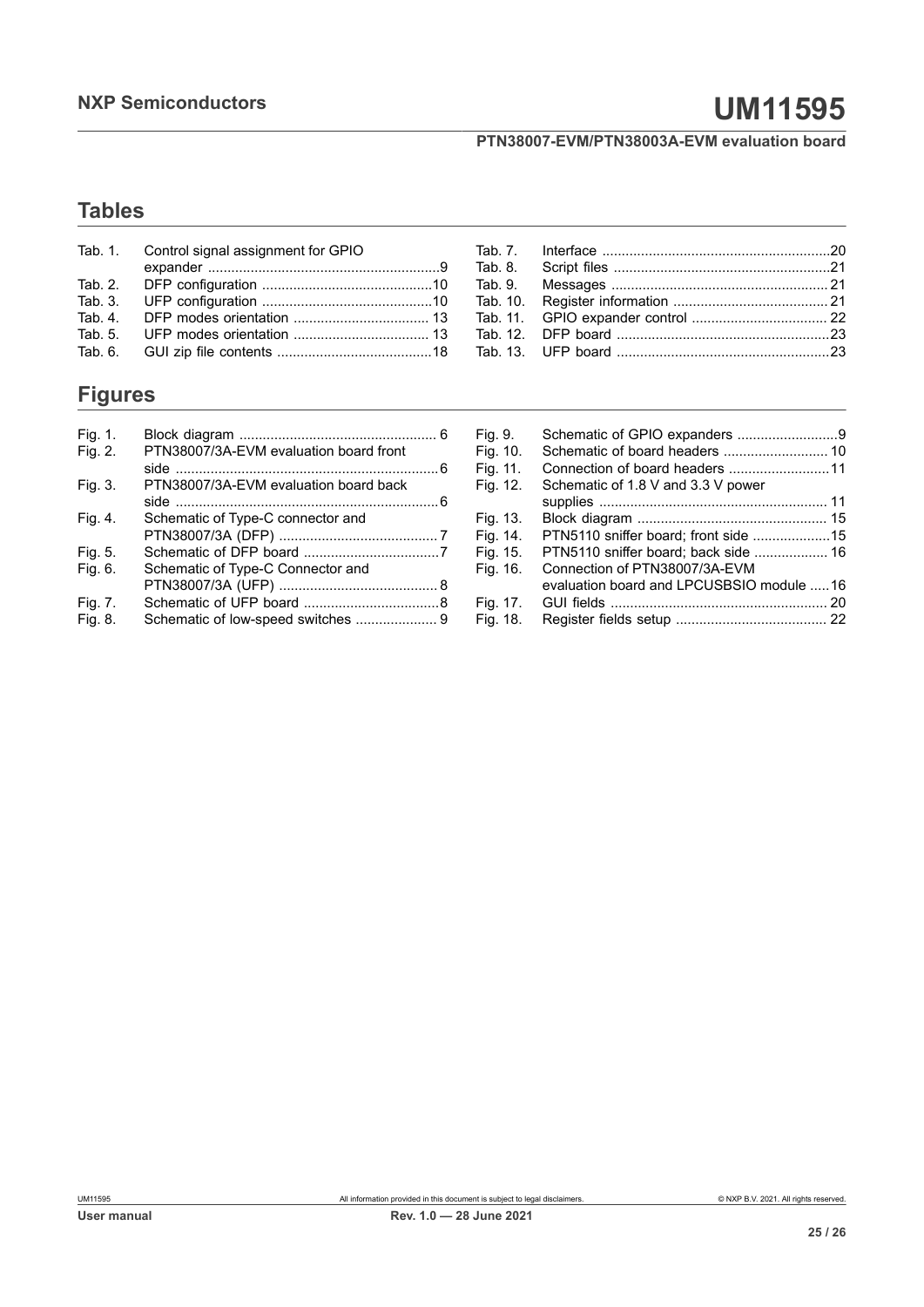## Tables

| | | |
|---|---|---|
| Tab. 1. | Control signal assignment for GPIO expander | 9 |
| Tab. 2. | DFP configuration | 10 |
| Tab. 3. | UFP configuration | 10 |
| Tab. 4. | DFP modes orientation | 13 |
| Tab. 5. | UFP modes orientation | 13 |
| Tab. 6. | GUI zip file contents | 18 |
| Tab. 7. | Interface | 20 |
| Tab. 8. | Script files | 21 |
| Tab. 9. | Messages | 21 |
| Tab. 10. | Register information | 21 |
| Tab. 11. | GPIO expander control | 22 |
| Tab. 12. | DFP board | 23 |
| Tab. 13. | UFP board | 23 |

## Figures

| | | |
|---|---|---|
| Fig. 1. | Block diagram | 6 |
| Fig. 2. | PTN38007/3A-EVM evaluation board front side | 6 |
| Fig. 3. | PTN38007/3A-EVM evaluation board back side | 6 |
| Fig. 4. | Schematic of Type-C connector and PTN38007/3A (DFP) | 7 |
| Fig. 5. | Schematic of DFP board | 7 |
| Fig. 6. | Schematic of Type-C Connector and PTN38007/3A (UFP) | 8 |
| Fig. 7. | Schematic of UFP board | 8 |
| Fig. 8. | Schematic of low-speed switches | 9 |
| Fig. 9. | Schematic of GPIO expanders | 9 |
| Fig. 10. | Schematic of board headers | 10 |
| Fig. 11. | Connection of board headers | 11 |
| Fig. 12. | Schematic of 1.8 V and 3.3 V power supplies | 11 |
| Fig. 13. | Block diagram | 15 |
| Fig. 14. | PTN5110 sniffer board; front side | 15 |
| Fig. 15. | PTN5110 sniffer board; back side | 16 |
| Fig. 16. | Connection of PTN38007/3A-EVM evaluation board and LPCUSBSIO module | 16 |
| Fig. 17. | GUI fields | 20 |
| Fig. 18. | Register fields setup | 22 |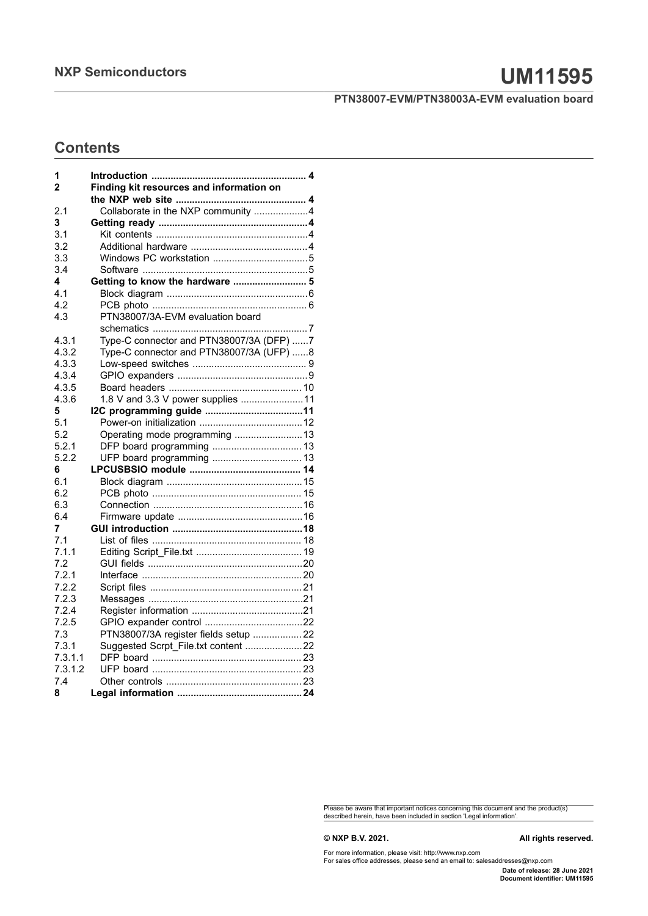## Contents

| | | |
|---|---|---|
| **1** | **Introduction** | **4** |
| **2** | **Finding kit resources and information on the NXP web site** | **4** |
| 2.1 | Collaborate in the NXP community | 4 |
| **3** | **Getting ready** | **4** |
| 3.1 | Kit contents | 4 |
| 3.2 | Additional hardware | 4 |
| 3.3 | Windows PC workstation | 5 |
| 3.4 | Software | 5 |
| **4** | **Getting to know the hardware** | **5** |
| 4.1 | Block diagram | 6 |
| 4.2 | PCB photo | 6 |
| 4.3 | PTN38007/3A-EVM evaluation board schematics | 7 |
| 4.3.1 | Type-C connector and PTN38007/3A (DFP) | 7 |
| 4.3.2 | Type-C connector and PTN38007/3A (UFP) | 8 |
| 4.3.3 | Low-speed switches | 9 |
| 4.3.4 | GPIO expanders | 9 |
| 4.3.5 | Board headers | 10 |
| 4.3.6 | 1.8 V and 3.3 V power supplies | 11 |
| **5** | **I2C programming guide** | **11** |
| 5.1 | Power-on initialization | 12 |
| 5.2 | Operating mode programming | 13 |
| 5.2.1 | DFP board programming | 13 |
| 5.2.2 | UFP board programming | 13 |
| **6** | **LPCUSBSIO module** | **14** |
| 6.1 | Block diagram | 15 |
| 6.2 | PCB photo | 15 |
| 6.3 | Connection | 16 |
| 6.4 | Firmware update | 16 |
| **7** | **GUI introduction** | **18** |
| 7.1 | List of files | 18 |
| 7.1.1 | Editing Script_File.txt | 19 |
| 7.2 | GUI fields | 20 |
| 7.2.1 | Interface | 20 |
| 7.2.2 | Script files | 21 |
| 7.2.3 | Messages | 21 |
| 7.2.4 | Register information | 21 |
| 7.2.5 | GPIO expander control | 22 |
| 7.3 | PTN38007/3A register fields setup | 22 |
| 7.3.1 | Suggested Scrpt_File.txt content | 22 |
| 7.3.1.1 | DFP board | 23 |
| 7.3.1.2 | UFP board | 23 |
| 7.4 | Other controls | 23 |
| **8** | **Legal information** | **24** |

Please be aware that important notices concerning this document and the product(s) described herein, have been included in section 'Legal information'.

**© NXP B.V. 2021.** **All rights reserved.**

For more information, please visit: http://www.nxp.com
For sales office addresses, please send an email to: salesaddresses@nxp.com

**Date of release: 28 June 2021**
**Document identifier: UM11595**